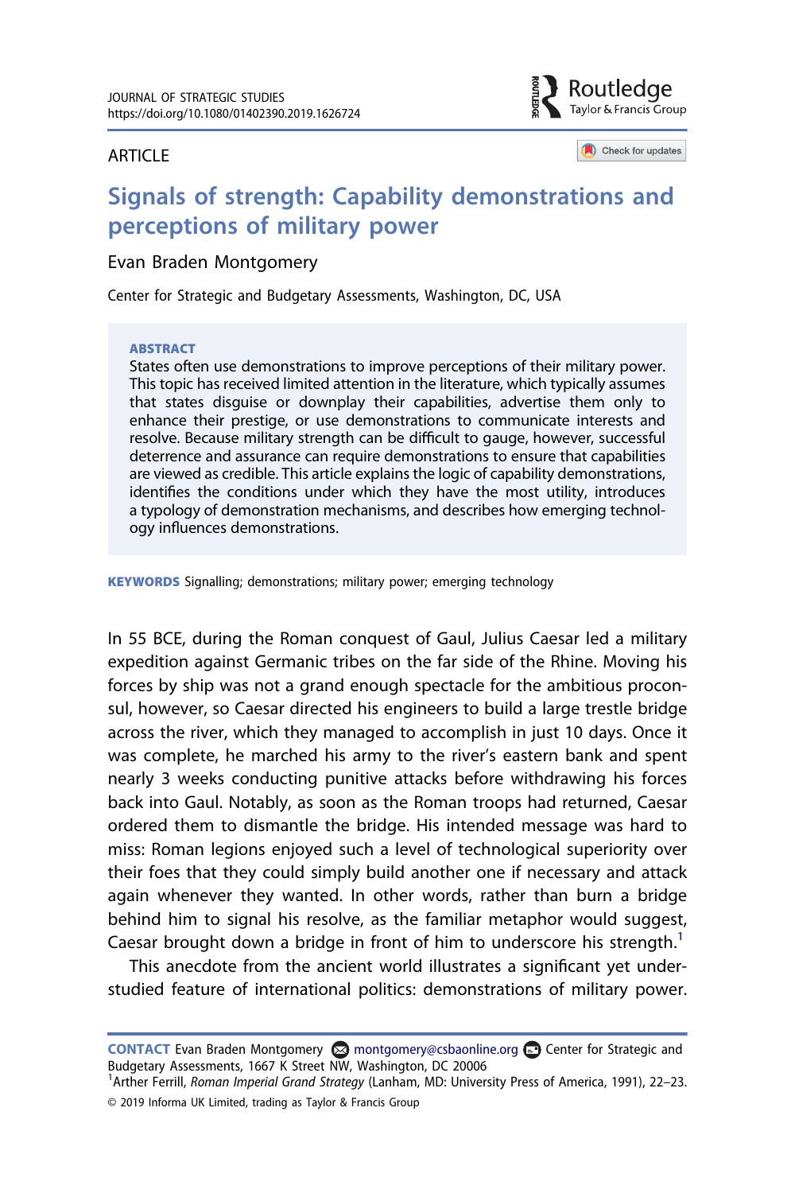JOURNAL OF STRATEGIC STUDIES
https://doi.org/10.1080/01402390.2019.1626724

ARTICLE

# Signals of strength: Capability demonstrations and perceptions of military power

Evan Braden Montgomery

Center for Strategic and Budgetary Assessments, Washington, DC, USA

**ABSTRACT**

States often use demonstrations to improve perceptions of their military power. This topic has received limited attention in the literature, which typically assumes that states disguise or downplay their capabilities, advertise them only to enhance their prestige, or use demonstrations to communicate interests and resolve. Because military strength can be difficult to gauge, however, successful deterrence and assurance can require demonstrations to ensure that capabilities are viewed as credible. This article explains the logic of capability demonstrations, identifies the conditions under which they have the most utility, introduces a typology of demonstration mechanisms, and describes how emerging technology influences demonstrations.

**KEYWORDS** Signalling; demonstrations; military power; emerging technology

In 55 BCE, during the Roman conquest of Gaul, Julius Caesar led a military expedition against Germanic tribes on the far side of the Rhine. Moving his forces by ship was not a grand enough spectacle for the ambitious proconsul, however, so Caesar directed his engineers to build a large trestle bridge across the river, which they managed to accomplish in just 10 days. Once it was complete, he marched his army to the river's eastern bank and spent nearly 3 weeks conducting punitive attacks before withdrawing his forces back into Gaul. Notably, as soon as the Roman troops had returned, Caesar ordered them to dismantle the bridge. His intended message was hard to miss: Roman legions enjoyed such a level of technological superiority over their foes that they could simply build another one if necessary and attack again whenever they wanted. In other words, rather than burn a bridge behind him to signal his resolve, as the familiar metaphor would suggest, Caesar brought down a bridge in front of him to underscore his strength.[1]

This anecdote from the ancient world illustrates a significant yet understudied feature of international politics: demonstrations of military power.

**CONTACT** Evan Braden Montgomery montgomery@csbaonline.org Center for Strategic and Budgetary Assessments, 1667 K Street NW, Washington, DC 20006

[1]Arther Ferrill, *Roman Imperial Grand Strategy* (Lanham, MD: University Press of America, 1991), 22–23.

© 2019 Informa UK Limited, trading as Taylor & Francis Group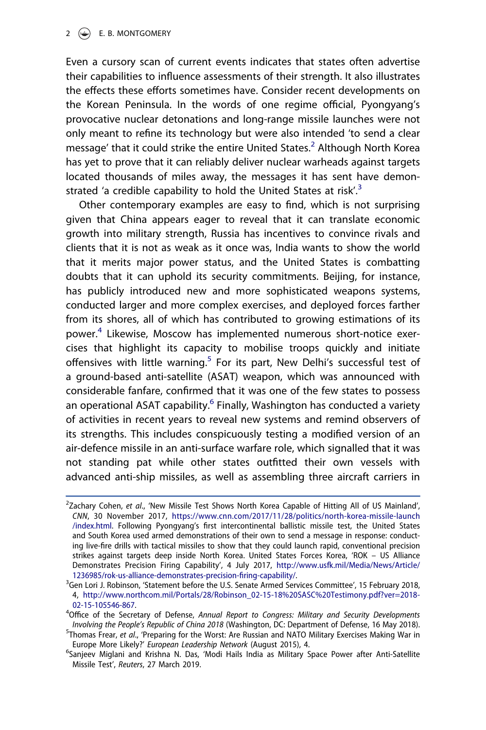Even a cursory scan of current events indicates that states often advertise their capabilities to influence assessments of their strength. It also illustrates the effects these efforts sometimes have. Consider recent developments on the Korean Peninsula. In the words of one regime official, Pyongyang's provocative nuclear detonations and long-range missile launches were not only meant to refine its technology but were also intended 'to send a clear message' that it could strike the entire United States.[2] Although North Korea has yet to prove that it can reliably deliver nuclear warheads against targets located thousands of miles away, the messages it has sent have demonstrated 'a credible capability to hold the United States at risk'.[3]

Other contemporary examples are easy to find, which is not surprising given that China appears eager to reveal that it can translate economic growth into military strength, Russia has incentives to convince rivals and clients that it is not as weak as it once was, India wants to show the world that it merits major power status, and the United States is combatting doubts that it can uphold its security commitments. Beijing, for instance, has publicly introduced new and more sophisticated weapons systems, conducted larger and more complex exercises, and deployed forces farther from its shores, all of which has contributed to growing estimations of its power.[4] Likewise, Moscow has implemented numerous short-notice exercises that highlight its capacity to mobilise troops quickly and initiate offensives with little warning.[5] For its part, New Delhi's successful test of a ground-based anti-satellite (ASAT) weapon, which was announced with considerable fanfare, confirmed that it was one of the few states to possess an operational ASAT capability.[6] Finally, Washington has conducted a variety of activities in recent years to reveal new systems and remind observers of its strengths. This includes conspicuously testing a modified version of an air-defence missile in an anti-surface warfare role, which signalled that it was not standing pat while other states outfitted their own vessels with advanced anti-ship missiles, as well as assembling three aircraft carriers in

---

[2] Zachary Cohen, *et al*., 'New Missile Test Shows North Korea Capable of Hitting All of US Mainland', *CNN*, 30 November 2017, https://www.cnn.com/2017/11/28/politics/north-korea-missile-launch/index.html. Following Pyongyang's first intercontinental ballistic missile test, the United States and South Korea used armed demonstrations of their own to send a message in response: conducting live-fire drills with tactical missiles to show that they could launch rapid, conventional precision strikes against targets deep inside North Korea. United States Forces Korea, 'ROK – US Alliance Demonstrates Precision Firing Capability', 4 July 2017, http://www.usfk.mil/Media/News/Article/1236985/rok-us-alliance-demonstrates-precision-firing-capability/.

[3] Gen Lori J. Robinson, 'Statement before the U.S. Senate Armed Services Committee', 15 February 2018, 4, http://www.northcom.mil/Portals/28/Robinson_02-15-18%20SASC%20Testimony.pdf?ver=2018-02-15-105546-867.

[4] Office of the Secretary of Defense, *Annual Report to Congress: Military and Security Developments Involving the People's Republic of China 2018* (Washington, DC: Department of Defense, 16 May 2018).

[5] Thomas Frear, *et al*., 'Preparing for the Worst: Are Russian and NATO Military Exercises Making War in Europe More Likely?' *European Leadership Network* (August 2015), 4.

[6] Sanjeev Miglani and Krishna N. Das, 'Modi Hails India as Military Space Power after Anti-Satellite Missile Test', *Reuters*, 27 March 2019.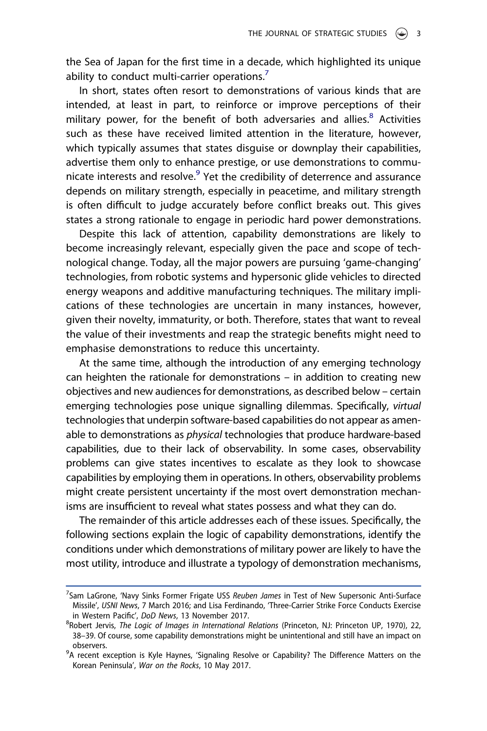the Sea of Japan for the first time in a decade, which highlighted its unique ability to conduct multi-carrier operations.[7]

In short, states often resort to demonstrations of various kinds that are intended, at least in part, to reinforce or improve perceptions of their military power, for the benefit of both adversaries and allies.[8] Activities such as these have received limited attention in the literature, however, which typically assumes that states disguise or downplay their capabilities, advertise them only to enhance prestige, or use demonstrations to communicate interests and resolve.[9] Yet the credibility of deterrence and assurance depends on military strength, especially in peacetime, and military strength is often difficult to judge accurately before conflict breaks out. This gives states a strong rationale to engage in periodic hard power demonstrations.

Despite this lack of attention, capability demonstrations are likely to become increasingly relevant, especially given the pace and scope of technological change. Today, all the major powers are pursuing 'game-changing' technologies, from robotic systems and hypersonic glide vehicles to directed energy weapons and additive manufacturing techniques. The military implications of these technologies are uncertain in many instances, however, given their novelty, immaturity, or both. Therefore, states that want to reveal the value of their investments and reap the strategic benefits might need to emphasise demonstrations to reduce this uncertainty.

At the same time, although the introduction of any emerging technology can heighten the rationale for demonstrations – in addition to creating new objectives and new audiences for demonstrations, as described below – certain emerging technologies pose unique signalling dilemmas. Specifically, *virtual* technologies that underpin software-based capabilities do not appear as amenable to demonstrations as *physical* technologies that produce hardware-based capabilities, due to their lack of observability. In some cases, observability problems can give states incentives to escalate as they look to showcase capabilities by employing them in operations. In others, observability problems might create persistent uncertainty if the most overt demonstration mechanisms are insufficient to reveal what states possess and what they can do.

The remainder of this article addresses each of these issues. Specifically, the following sections explain the logic of capability demonstrations, identify the conditions under which demonstrations of military power are likely to have the most utility, introduce and illustrate a typology of demonstration mechanisms,

[7]Sam LaGrone, 'Navy Sinks Former Frigate USS *Reuben James* in Test of New Supersonic Anti-Surface Missile', *USNI News*, 7 March 2016; and Lisa Ferdinando, 'Three-Carrier Strike Force Conducts Exercise in Western Pacific', *DoD News*, 13 November 2017.

[8]Robert Jervis, *The Logic of Images in International Relations* (Princeton, NJ: Princeton UP, 1970), 22, 38–39. Of course, some capability demonstrations might be unintentional and still have an impact on observers.

[9]A recent exception is Kyle Haynes, 'Signaling Resolve or Capability? The Difference Matters on the Korean Peninsula', *War on the Rocks*, 10 May 2017.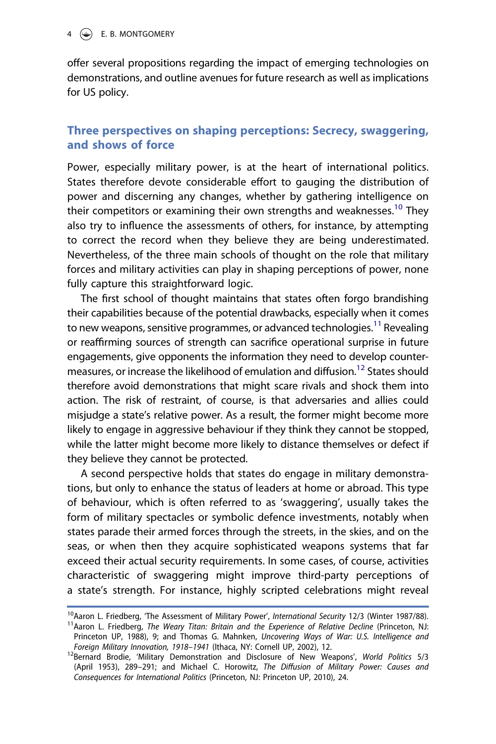offer several propositions regarding the impact of emerging technologies on demonstrations, and outline avenues for future research as well as implications for US policy.

## Three perspectives on shaping perceptions: Secrecy, swaggering, and shows of force

Power, especially military power, is at the heart of international politics. States therefore devote considerable effort to gauging the distribution of power and discerning any changes, whether by gathering intelligence on their competitors or examining their own strengths and weaknesses.[10] They also try to influence the assessments of others, for instance, by attempting to correct the record when they believe they are being underestimated. Nevertheless, of the three main schools of thought on the role that military forces and military activities can play in shaping perceptions of power, none fully capture this straightforward logic.

The first school of thought maintains that states often forgo brandishing their capabilities because of the potential drawbacks, especially when it comes to new weapons, sensitive programmes, or advanced technologies.[11] Revealing or reaffirming sources of strength can sacrifice operational surprise in future engagements, give opponents the information they need to develop countermeasures, or increase the likelihood of emulation and diffusion.[12] States should therefore avoid demonstrations that might scare rivals and shock them into action. The risk of restraint, of course, is that adversaries and allies could misjudge a state's relative power. As a result, the former might become more likely to engage in aggressive behaviour if they think they cannot be stopped, while the latter might become more likely to distance themselves or defect if they believe they cannot be protected.

A second perspective holds that states do engage in military demonstrations, but only to enhance the status of leaders at home or abroad. This type of behaviour, which is often referred to as 'swaggering', usually takes the form of military spectacles or symbolic defence investments, notably when states parade their armed forces through the streets, in the skies, and on the seas, or when then they acquire sophisticated weapons systems that far exceed their actual security requirements. In some cases, of course, activities characteristic of swaggering might improve third-party perceptions of a state's strength. For instance, highly scripted celebrations might reveal

---

[10]Aaron L. Friedberg, 'The Assessment of Military Power', *International Security* 12/3 (Winter 1987/88).

[11]Aaron L. Friedberg, *The Weary Titan: Britain and the Experience of Relative Decline* (Princeton, NJ: Princeton UP, 1988), 9; and Thomas G. Mahnken, *Uncovering Ways of War: U.S. Intelligence and Foreign Military Innovation, 1918–1941* (Ithaca, NY: Cornell UP, 2002), 12.

[12]Bernard Brodie, 'Military Demonstration and Disclosure of New Weapons', *World Politics* 5/3 (April 1953), 289–291; and Michael C. Horowitz, *The Diffusion of Military Power: Causes and Consequences for International Politics* (Princeton, NJ: Princeton UP, 2010), 24.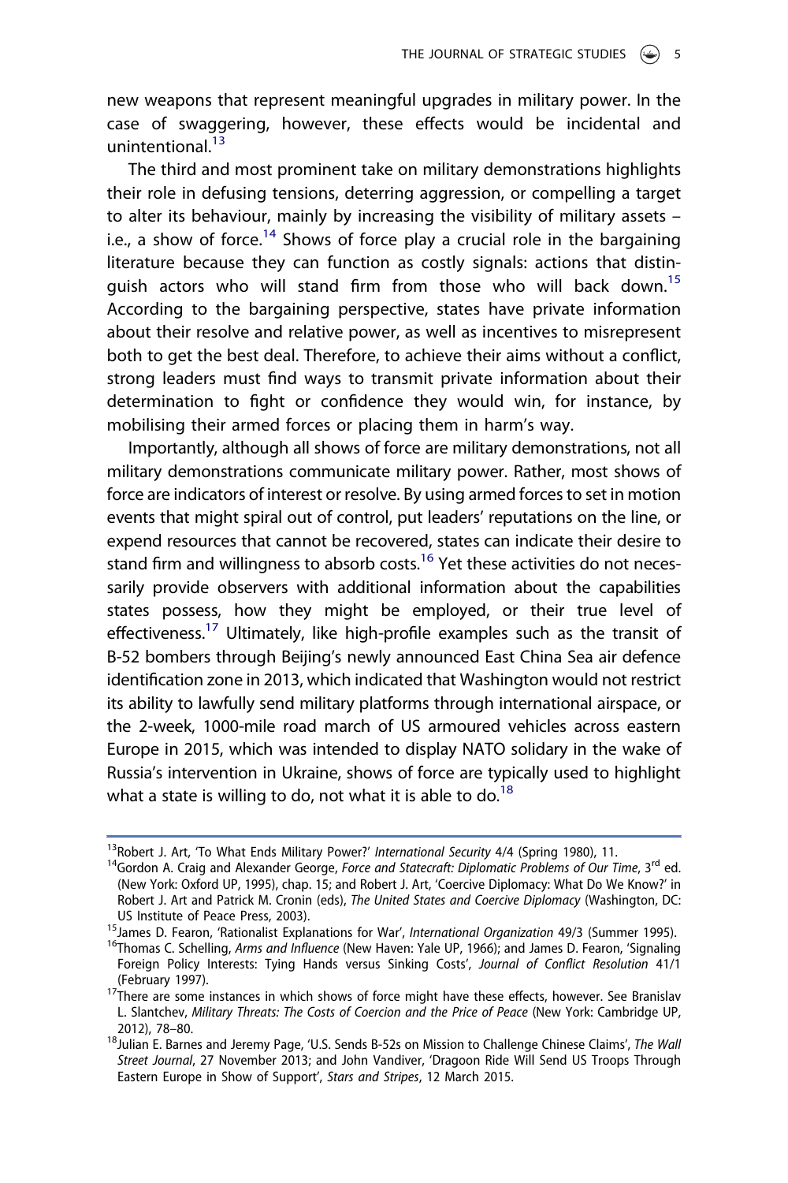new weapons that represent meaningful upgrades in military power. In the case of swaggering, however, these effects would be incidental and unintentional.[13]

The third and most prominent take on military demonstrations highlights their role in defusing tensions, deterring aggression, or compelling a target to alter its behaviour, mainly by increasing the visibility of military assets – i.e., a show of force.[14] Shows of force play a crucial role in the bargaining literature because they can function as costly signals: actions that distinguish actors who will stand firm from those who will back down.[15] According to the bargaining perspective, states have private information about their resolve and relative power, as well as incentives to misrepresent both to get the best deal. Therefore, to achieve their aims without a conflict, strong leaders must find ways to transmit private information about their determination to fight or confidence they would win, for instance, by mobilising their armed forces or placing them in harm's way.

Importantly, although all shows of force are military demonstrations, not all military demonstrations communicate military power. Rather, most shows of force are indicators of interest or resolve. By using armed forces to set in motion events that might spiral out of control, put leaders' reputations on the line, or expend resources that cannot be recovered, states can indicate their desire to stand firm and willingness to absorb costs.[16] Yet these activities do not necessarily provide observers with additional information about the capabilities states possess, how they might be employed, or their true level of effectiveness.[17] Ultimately, like high-profile examples such as the transit of B-52 bombers through Beijing's newly announced East China Sea air defence identification zone in 2013, which indicated that Washington would not restrict its ability to lawfully send military platforms through international airspace, or the 2-week, 1000-mile road march of US armoured vehicles across eastern Europe in 2015, which was intended to display NATO solidary in the wake of Russia's intervention in Ukraine, shows of force are typically used to highlight what a state is willing to do, not what it is able to do.[18]

---

[13] Robert J. Art, 'To What Ends Military Power?' *International Security* 4/4 (Spring 1980), 11.

[14] Gordon A. Craig and Alexander George, *Force and Statecraft: Diplomatic Problems of Our Time*, 3rd ed. (New York: Oxford UP, 1995), chap. 15; and Robert J. Art, 'Coercive Diplomacy: What Do We Know?' in Robert J. Art and Patrick M. Cronin (eds), *The United States and Coercive Diplomacy* (Washington, DC: US Institute of Peace Press, 2003).

[15] James D. Fearon, 'Rationalist Explanations for War', *International Organization* 49/3 (Summer 1995).

[16] Thomas C. Schelling, *Arms and Influence* (New Haven: Yale UP, 1966); and James D. Fearon, 'Signaling Foreign Policy Interests: Tying Hands versus Sinking Costs', *Journal of Conflict Resolution* 41/1 (February 1997).

[17] There are some instances in which shows of force might have these effects, however. See Branislav L. Slantchev, *Military Threats: The Costs of Coercion and the Price of Peace* (New York: Cambridge UP, 2012), 78–80.

[18] Julian E. Barnes and Jeremy Page, 'U.S. Sends B-52s on Mission to Challenge Chinese Claims', *The Wall Street Journal*, 27 November 2013; and John Vandiver, 'Dragoon Ride Will Send US Troops Through Eastern Europe in Show of Support', *Stars and Stripes*, 12 March 2015.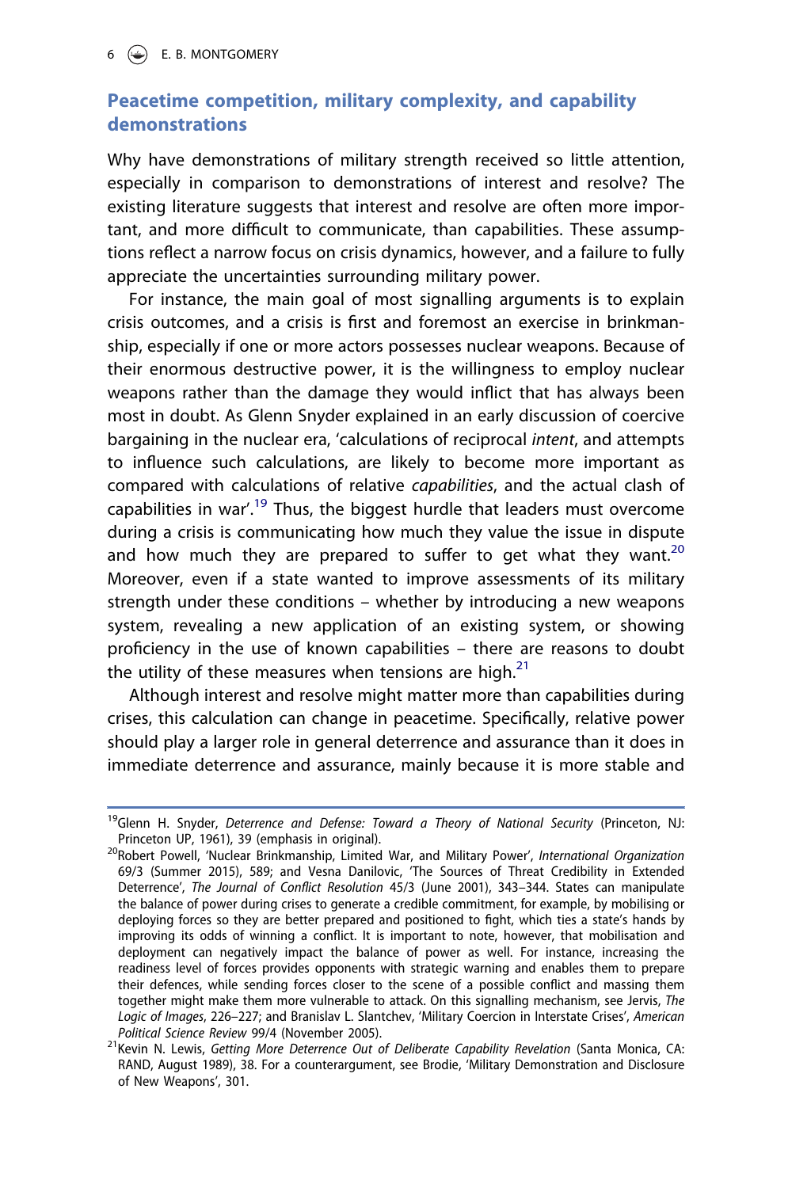## Peacetime competition, military complexity, and capability demonstrations

Why have demonstrations of military strength received so little attention, especially in comparison to demonstrations of interest and resolve? The existing literature suggests that interest and resolve are often more important, and more difficult to communicate, than capabilities. These assumptions reflect a narrow focus on crisis dynamics, however, and a failure to fully appreciate the uncertainties surrounding military power.

For instance, the main goal of most signalling arguments is to explain crisis outcomes, and a crisis is first and foremost an exercise in brinkmanship, especially if one or more actors possesses nuclear weapons. Because of their enormous destructive power, it is the willingness to employ nuclear weapons rather than the damage they would inflict that has always been most in doubt. As Glenn Snyder explained in an early discussion of coercive bargaining in the nuclear era, 'calculations of reciprocal *intent*, and attempts to influence such calculations, are likely to become more important as compared with calculations of relative *capabilities*, and the actual clash of capabilities in war'.[19] Thus, the biggest hurdle that leaders must overcome during a crisis is communicating how much they value the issue in dispute and how much they are prepared to suffer to get what they want.[20] Moreover, even if a state wanted to improve assessments of its military strength under these conditions – whether by introducing a new weapons system, revealing a new application of an existing system, or showing proficiency in the use of known capabilities – there are reasons to doubt the utility of these measures when tensions are high.[21]

Although interest and resolve might matter more than capabilities during crises, this calculation can change in peacetime. Specifically, relative power should play a larger role in general deterrence and assurance than it does in immediate deterrence and assurance, mainly because it is more stable and

---

[19] Glenn H. Snyder, *Deterrence and Defense: Toward a Theory of National Security* (Princeton, NJ: Princeton UP, 1961), 39 (emphasis in original).

[20] Robert Powell, 'Nuclear Brinkmanship, Limited War, and Military Power', *International Organization* 69/3 (Summer 2015), 589; and Vesna Danilovic, 'The Sources of Threat Credibility in Extended Deterrence', *The Journal of Conflict Resolution* 45/3 (June 2001), 343–344. States can manipulate the balance of power during crises to generate a credible commitment, for example, by mobilising or deploying forces so they are better prepared and positioned to fight, which ties a state's hands by improving its odds of winning a conflict. It is important to note, however, that mobilisation and deployment can negatively impact the balance of power as well. For instance, increasing the readiness level of forces provides opponents with strategic warning and enables them to prepare their defences, while sending forces closer to the scene of a possible conflict and massing them together might make them more vulnerable to attack. On this signalling mechanism, see Jervis, *The Logic of Images*, 226–227; and Branislav L. Slantchev, 'Military Coercion in Interstate Crises', *American Political Science Review* 99/4 (November 2005).

[21] Kevin N. Lewis, *Getting More Deterrence Out of Deliberate Capability Revelation* (Santa Monica, CA: RAND, August 1989), 38. For a counterargument, see Brodie, 'Military Demonstration and Disclosure of New Weapons', 301.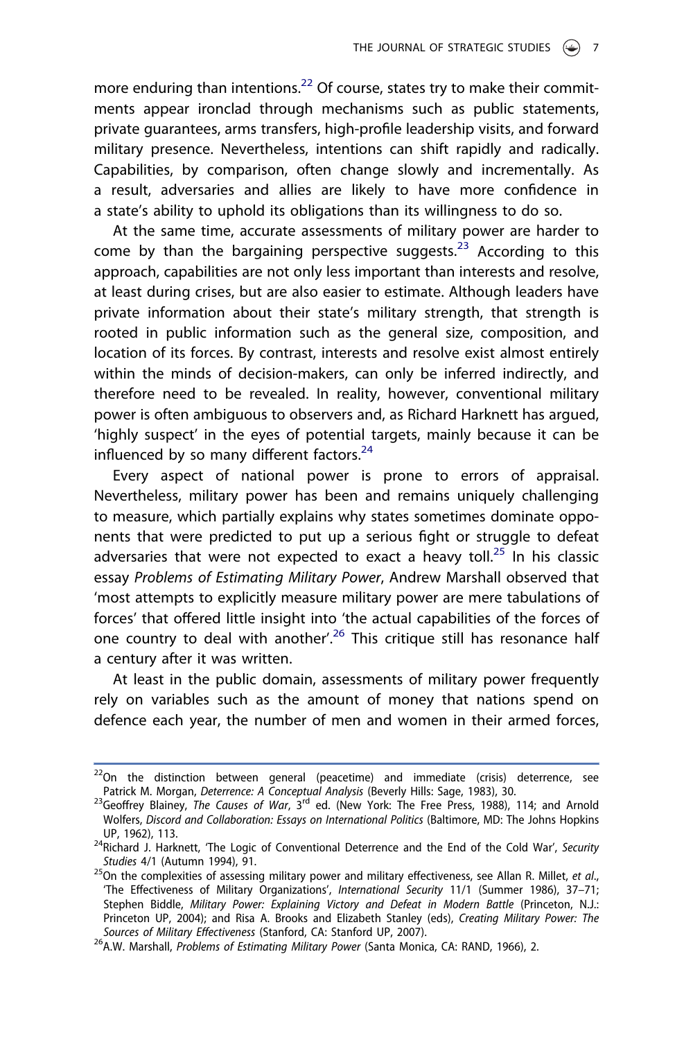more enduring than intentions.[22] Of course, states try to make their commitments appear ironclad through mechanisms such as public statements, private guarantees, arms transfers, high-profile leadership visits, and forward military presence. Nevertheless, intentions can shift rapidly and radically. Capabilities, by comparison, often change slowly and incrementally. As a result, adversaries and allies are likely to have more confidence in a state's ability to uphold its obligations than its willingness to do so.

At the same time, accurate assessments of military power are harder to come by than the bargaining perspective suggests.[23] According to this approach, capabilities are not only less important than interests and resolve, at least during crises, but are also easier to estimate. Although leaders have private information about their state's military strength, that strength is rooted in public information such as the general size, composition, and location of its forces. By contrast, interests and resolve exist almost entirely within the minds of decision-makers, can only be inferred indirectly, and therefore need to be revealed. In reality, however, conventional military power is often ambiguous to observers and, as Richard Harknett has argued, 'highly suspect' in the eyes of potential targets, mainly because it can be influenced by so many different factors.[24]

Every aspect of national power is prone to errors of appraisal. Nevertheless, military power has been and remains uniquely challenging to measure, which partially explains why states sometimes dominate opponents that were predicted to put up a serious fight or struggle to defeat adversaries that were not expected to exact a heavy toll.[25] In his classic essay *Problems of Estimating Military Power*, Andrew Marshall observed that 'most attempts to explicitly measure military power are mere tabulations of forces' that offered little insight into 'the actual capabilities of the forces of one country to deal with another'.[26] This critique still has resonance half a century after it was written.

At least in the public domain, assessments of military power frequently rely on variables such as the amount of money that nations spend on defence each year, the number of men and women in their armed forces,

---

[22]On the distinction between general (peacetime) and immediate (crisis) deterrence, see Patrick M. Morgan, *Deterrence: A Conceptual Analysis* (Beverly Hills: Sage, 1983), 30.

[23]Geoffrey Blainey, *The Causes of War*, 3rd ed. (New York: The Free Press, 1988), 114; and Arnold Wolfers, *Discord and Collaboration: Essays on International Politics* (Baltimore, MD: The Johns Hopkins UP, 1962), 113.

[24]Richard J. Harknett, 'The Logic of Conventional Deterrence and the End of the Cold War', *Security Studies* 4/1 (Autumn 1994), 91.

[25]On the complexities of assessing military power and military effectiveness, see Allan R. Millet, *et al*., 'The Effectiveness of Military Organizations', *International Security* 11/1 (Summer 1986), 37–71; Stephen Biddle, *Military Power: Explaining Victory and Defeat in Modern Battle* (Princeton, N.J.: Princeton UP, 2004); and Risa A. Brooks and Elizabeth Stanley (eds), *Creating Military Power: The Sources of Military Effectiveness* (Stanford, CA: Stanford UP, 2007).

[26]A.W. Marshall, *Problems of Estimating Military Power* (Santa Monica, CA: RAND, 1966), 2.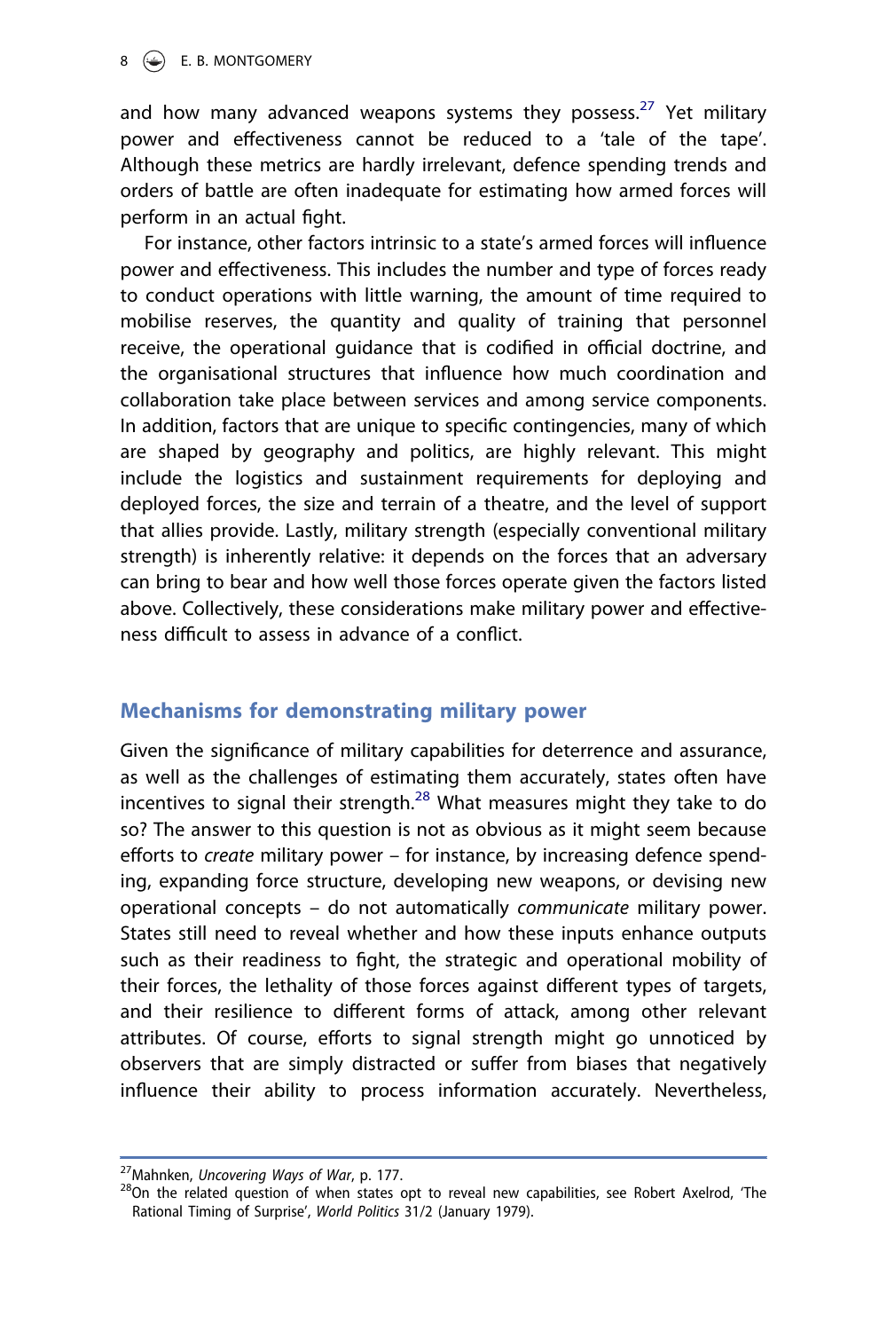and how many advanced weapons systems they possess.[27] Yet military power and effectiveness cannot be reduced to a 'tale of the tape'. Although these metrics are hardly irrelevant, defence spending trends and orders of battle are often inadequate for estimating how armed forces will perform in an actual fight.

For instance, other factors intrinsic to a state's armed forces will influence power and effectiveness. This includes the number and type of forces ready to conduct operations with little warning, the amount of time required to mobilise reserves, the quantity and quality of training that personnel receive, the operational guidance that is codified in official doctrine, and the organisational structures that influence how much coordination and collaboration take place between services and among service components. In addition, factors that are unique to specific contingencies, many of which are shaped by geography and politics, are highly relevant. This might include the logistics and sustainment requirements for deploying and deployed forces, the size and terrain of a theatre, and the level of support that allies provide. Lastly, military strength (especially conventional military strength) is inherently relative: it depends on the forces that an adversary can bring to bear and how well those forces operate given the factors listed above. Collectively, these considerations make military power and effectiveness difficult to assess in advance of a conflict.

## Mechanisms for demonstrating military power

Given the significance of military capabilities for deterrence and assurance, as well as the challenges of estimating them accurately, states often have incentives to signal their strength.[28] What measures might they take to do so? The answer to this question is not as obvious as it might seem because efforts to *create* military power – for instance, by increasing defence spending, expanding force structure, developing new weapons, or devising new operational concepts – do not automatically *communicate* military power. States still need to reveal whether and how these inputs enhance outputs such as their readiness to fight, the strategic and operational mobility of their forces, the lethality of those forces against different types of targets, and their resilience to different forms of attack, among other relevant attributes. Of course, efforts to signal strength might go unnoticed by observers that are simply distracted or suffer from biases that negatively influence their ability to process information accurately. Nevertheless,

---

[27] Mahnken, *Uncovering Ways of War*, p. 177.

[28] On the related question of when states opt to reveal new capabilities, see Robert Axelrod, 'The Rational Timing of Surprise', *World Politics* 31/2 (January 1979).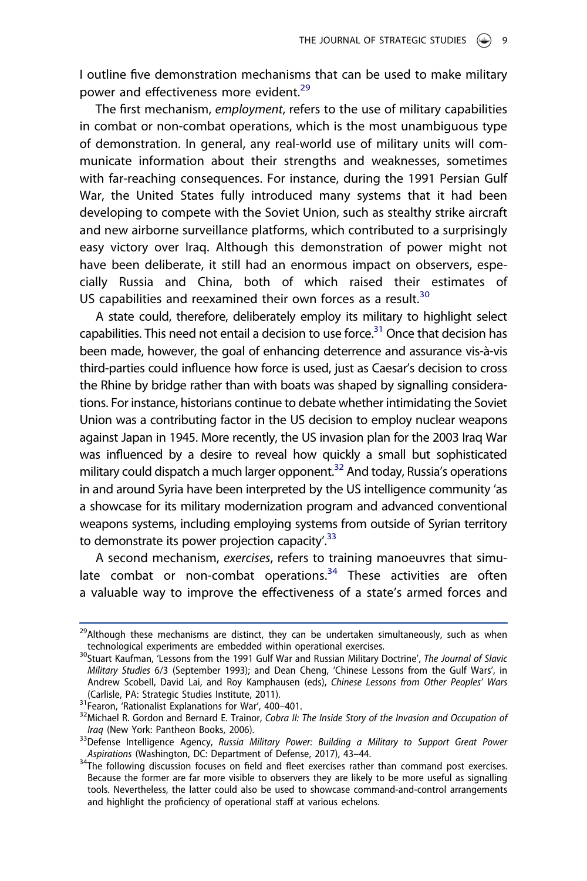I outline five demonstration mechanisms that can be used to make military power and effectiveness more evident.[29]

The first mechanism, *employment*, refers to the use of military capabilities in combat or non-combat operations, which is the most unambiguous type of demonstration. In general, any real-world use of military units will communicate information about their strengths and weaknesses, sometimes with far-reaching consequences. For instance, during the 1991 Persian Gulf War, the United States fully introduced many systems that it had been developing to compete with the Soviet Union, such as stealthy strike aircraft and new airborne surveillance platforms, which contributed to a surprisingly easy victory over Iraq. Although this demonstration of power might not have been deliberate, it still had an enormous impact on observers, especially Russia and China, both of which raised their estimates of US capabilities and reexamined their own forces as a result.[30]

A state could, therefore, deliberately employ its military to highlight select capabilities. This need not entail a decision to use force.[31] Once that decision has been made, however, the goal of enhancing deterrence and assurance vis-à-vis third-parties could influence how force is used, just as Caesar's decision to cross the Rhine by bridge rather than with boats was shaped by signalling considerations. For instance, historians continue to debate whether intimidating the Soviet Union was a contributing factor in the US decision to employ nuclear weapons against Japan in 1945. More recently, the US invasion plan for the 2003 Iraq War was influenced by a desire to reveal how quickly a small but sophisticated military could dispatch a much larger opponent.[32] And today, Russia's operations in and around Syria have been interpreted by the US intelligence community 'as a showcase for its military modernization program and advanced conventional weapons systems, including employing systems from outside of Syrian territory to demonstrate its power projection capacity'.[33]

A second mechanism, *exercises*, refers to training manoeuvres that simulate combat or non-combat operations.[34] These activities are often a valuable way to improve the effectiveness of a state's armed forces and

---

[29] Although these mechanisms are distinct, they can be undertaken simultaneously, such as when technological experiments are embedded within operational exercises.

[30] Stuart Kaufman, 'Lessons from the 1991 Gulf War and Russian Military Doctrine', *The Journal of Slavic Military Studies* 6/3 (September 1993); and Dean Cheng, 'Chinese Lessons from the Gulf Wars', in Andrew Scobell, David Lai, and Roy Kamphausen (eds), *Chinese Lessons from Other Peoples' Wars* (Carlisle, PA: Strategic Studies Institute, 2011).

[31] Fearon, 'Rationalist Explanations for War', 400–401.

[32] Michael R. Gordon and Bernard E. Trainor, *Cobra II: The Inside Story of the Invasion and Occupation of Iraq* (New York: Pantheon Books, 2006).

[33] Defense Intelligence Agency, *Russia Military Power: Building a Military to Support Great Power Aspirations* (Washington, DC: Department of Defense, 2017), 43–44.

[34] The following discussion focuses on field and fleet exercises rather than command post exercises. Because the former are far more visible to observers they are likely to be more useful as signalling tools. Nevertheless, the latter could also be used to showcase command-and-control arrangements and highlight the proficiency of operational staff at various echelons.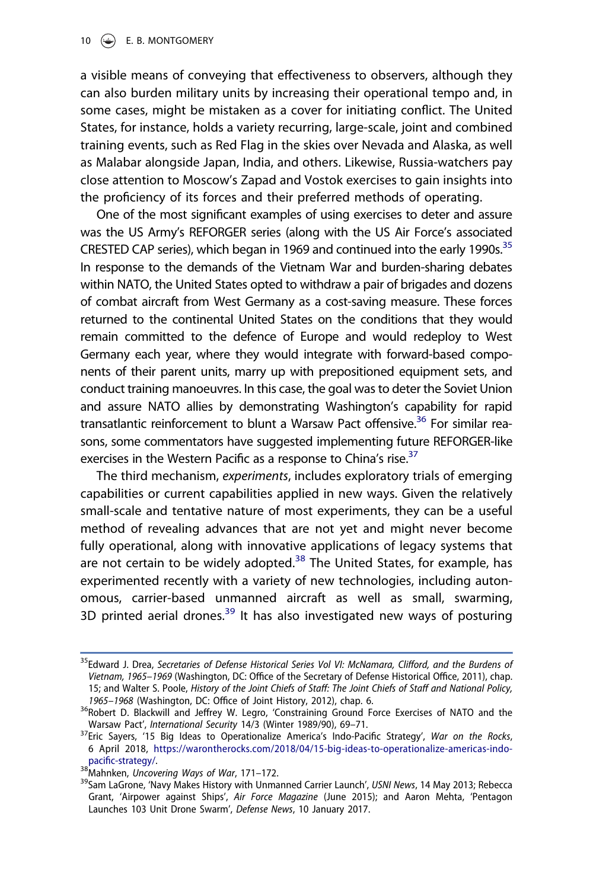a visible means of conveying that effectiveness to observers, although they can also burden military units by increasing their operational tempo and, in some cases, might be mistaken as a cover for initiating conflict. The United States, for instance, holds a variety recurring, large-scale, joint and combined training events, such as Red Flag in the skies over Nevada and Alaska, as well as Malabar alongside Japan, India, and others. Likewise, Russia-watchers pay close attention to Moscow's Zapad and Vostok exercises to gain insights into the proficiency of its forces and their preferred methods of operating.

One of the most significant examples of using exercises to deter and assure was the US Army's REFORGER series (along with the US Air Force's associated CRESTED CAP series), which began in 1969 and continued into the early 1990s.[35] In response to the demands of the Vietnam War and burden-sharing debates within NATO, the United States opted to withdraw a pair of brigades and dozens of combat aircraft from West Germany as a cost-saving measure. These forces returned to the continental United States on the conditions that they would remain committed to the defence of Europe and would redeploy to West Germany each year, where they would integrate with forward-based components of their parent units, marry up with prepositioned equipment sets, and conduct training manoeuvres. In this case, the goal was to deter the Soviet Union and assure NATO allies by demonstrating Washington's capability for rapid transatlantic reinforcement to blunt a Warsaw Pact offensive.[36] For similar reasons, some commentators have suggested implementing future REFORGER-like exercises in the Western Pacific as a response to China's rise.[37]

The third mechanism, *experiments*, includes exploratory trials of emerging capabilities or current capabilities applied in new ways. Given the relatively small-scale and tentative nature of most experiments, they can be a useful method of revealing advances that are not yet and might never become fully operational, along with innovative applications of legacy systems that are not certain to be widely adopted.[38] The United States, for example, has experimented recently with a variety of new technologies, including autonomous, carrier-based unmanned aircraft as well as small, swarming, 3D printed aerial drones.[39] It has also investigated new ways of posturing

---

[35] Edward J. Drea, *Secretaries of Defense Historical Series Vol VI: McNamara, Clifford, and the Burdens of Vietnam, 1965–1969* (Washington, DC: Office of the Secretary of Defense Historical Office, 2011), chap. 15; and Walter S. Poole, *History of the Joint Chiefs of Staff: The Joint Chiefs of Staff and National Policy, 1965–1968* (Washington, DC: Office of Joint History, 2012), chap. 6.

[36] Robert D. Blackwill and Jeffrey W. Legro, 'Constraining Ground Force Exercises of NATO and the Warsaw Pact', *International Security* 14/3 (Winter 1989/90), 69–71.

[37] Eric Sayers, '15 Big Ideas to Operationalize America's Indo-Pacific Strategy', *War on the Rocks*, 6 April 2018, https://warontherocks.com/2018/04/15-big-ideas-to-operationalize-americas-indo-pacific-strategy/.

[38] Mahnken, *Uncovering Ways of War*, 171–172.

[39] Sam LaGrone, 'Navy Makes History with Unmanned Carrier Launch', *USNI News*, 14 May 2013; Rebecca Grant, 'Airpower against Ships', *Air Force Magazine* (June 2015); and Aaron Mehta, 'Pentagon Launches 103 Unit Drone Swarm', *Defense News*, 10 January 2017.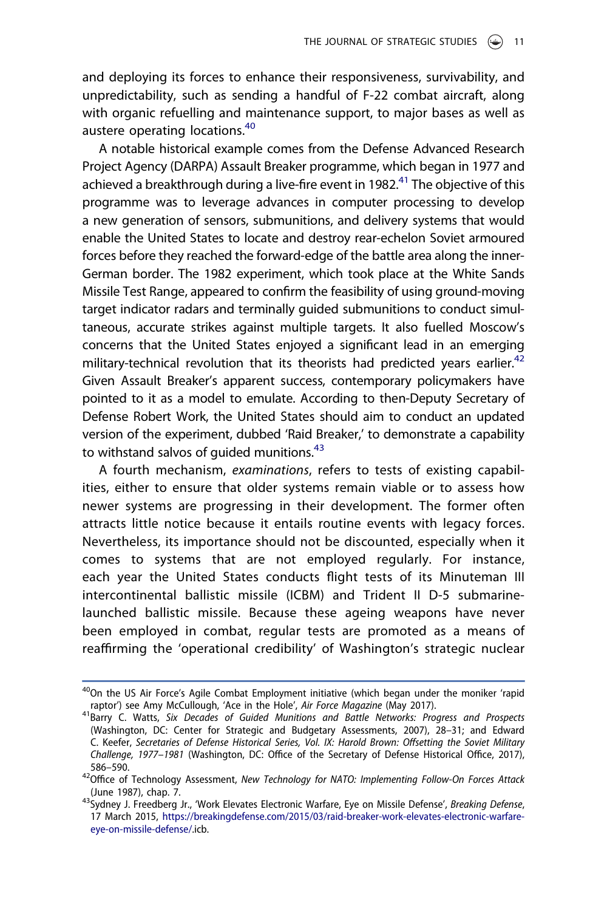and deploying its forces to enhance their responsiveness, survivability, and unpredictability, such as sending a handful of F-22 combat aircraft, along with organic refuelling and maintenance support, to major bases as well as austere operating locations.[40]

A notable historical example comes from the Defense Advanced Research Project Agency (DARPA) Assault Breaker programme, which began in 1977 and achieved a breakthrough during a live-fire event in 1982.[41] The objective of this programme was to leverage advances in computer processing to develop a new generation of sensors, submunitions, and delivery systems that would enable the United States to locate and destroy rear-echelon Soviet armoured forces before they reached the forward-edge of the battle area along the inner-German border. The 1982 experiment, which took place at the White Sands Missile Test Range, appeared to confirm the feasibility of using ground-moving target indicator radars and terminally guided submunitions to conduct simultaneous, accurate strikes against multiple targets. It also fuelled Moscow's concerns that the United States enjoyed a significant lead in an emerging military-technical revolution that its theorists had predicted years earlier.[42] Given Assault Breaker's apparent success, contemporary policymakers have pointed to it as a model to emulate. According to then-Deputy Secretary of Defense Robert Work, the United States should aim to conduct an updated version of the experiment, dubbed 'Raid Breaker,' to demonstrate a capability to withstand salvos of guided munitions.[43]

A fourth mechanism, *examinations*, refers to tests of existing capabilities, either to ensure that older systems remain viable or to assess how newer systems are progressing in their development. The former often attracts little notice because it entails routine events with legacy forces. Nevertheless, its importance should not be discounted, especially when it comes to systems that are not employed regularly. For instance, each year the United States conducts flight tests of its Minuteman III intercontinental ballistic missile (ICBM) and Trident II D-5 submarine-launched ballistic missile. Because these ageing weapons have never been employed in combat, regular tests are promoted as a means of reaffirming the 'operational credibility' of Washington's strategic nuclear

---

[40] On the US Air Force's Agile Combat Employment initiative (which began under the moniker 'rapid raptor') see Amy McCullough, 'Ace in the Hole', *Air Force Magazine* (May 2017).

[41] Barry C. Watts, *Six Decades of Guided Munitions and Battle Networks: Progress and Prospects* (Washington, DC: Center for Strategic and Budgetary Assessments, 2007), 28–31; and Edward C. Keefer, *Secretaries of Defense Historical Series, Vol. IX: Harold Brown: Offsetting the Soviet Military Challenge, 1977–1981* (Washington, DC: Office of the Secretary of Defense Historical Office, 2017), 586–590.

[42] Office of Technology Assessment, *New Technology for NATO: Implementing Follow-On Forces Attack* (June 1987), chap. 7.

[43] Sydney J. Freedberg Jr., 'Work Elevates Electronic Warfare, Eye on Missile Defense', *Breaking Defense*, 17 March 2015, https://breakingdefense.com/2015/03/raid-breaker-work-elevates-electronic-warfare-eye-on-missile-defense/.icb.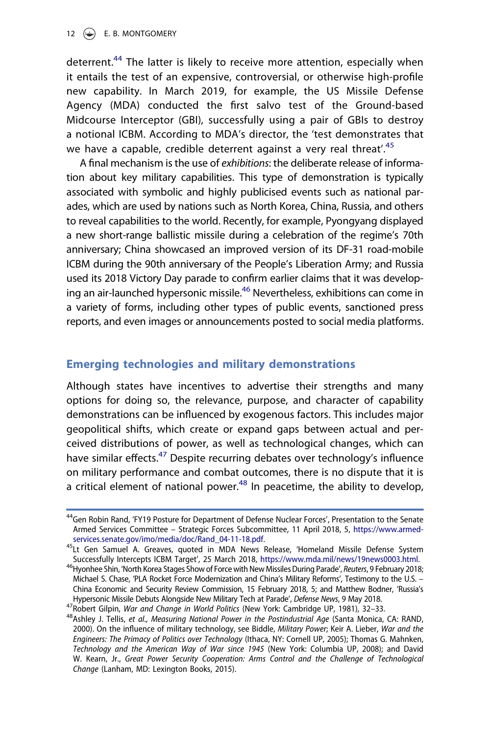deterrent.[44] The latter is likely to receive more attention, especially when it entails the test of an expensive, controversial, or otherwise high-profile new capability. In March 2019, for example, the US Missile Defense Agency (MDA) conducted the first salvo test of the Ground-based Midcourse Interceptor (GBI), successfully using a pair of GBIs to destroy a notional ICBM. According to MDA's director, the 'test demonstrates that we have a capable, credible deterrent against a very real threat'.[45]

A final mechanism is the use of *exhibitions*: the deliberate release of information about key military capabilities. This type of demonstration is typically associated with symbolic and highly publicised events such as national parades, which are used by nations such as North Korea, China, Russia, and others to reveal capabilities to the world. Recently, for example, Pyongyang displayed a new short-range ballistic missile during a celebration of the regime's 70th anniversary; China showcased an improved version of its DF-31 road-mobile ICBM during the 90th anniversary of the People's Liberation Army; and Russia used its 2018 Victory Day parade to confirm earlier claims that it was developing an air-launched hypersonic missile.[46] Nevertheless, exhibitions can come in a variety of forms, including other types of public events, sanctioned press reports, and even images or announcements posted to social media platforms.

## Emerging technologies and military demonstrations

Although states have incentives to advertise their strengths and many options for doing so, the relevance, purpose, and character of capability demonstrations can be influenced by exogenous factors. This includes major geopolitical shifts, which create or expand gaps between actual and perceived distributions of power, as well as technological changes, which can have similar effects.[47] Despite recurring debates over technology's influence on military performance and combat outcomes, there is no dispute that it is a critical element of national power.[48] In peacetime, the ability to develop,

---

[44] Gen Robin Rand, 'FY19 Posture for Department of Defense Nuclear Forces', Presentation to the Senate Armed Services Committee – Strategic Forces Subcommittee, 11 April 2018, 5, https://www.armed-services.senate.gov/imo/media/doc/Rand_04-11-18.pdf.

[45] Lt Gen Samuel A. Greaves, quoted in MDA News Release, 'Homeland Missile Defense System Successfully Intercepts ICBM Target', 25 March 2018, https://www.mda.mil/news/19news0003.html.

[46] Hyonhee Shin, 'North Korea Stages Show of Force with New Missiles During Parade', *Reuters*, 9 February 2018; Michael S. Chase, 'PLA Rocket Force Modernization and China's Military Reforms', Testimony to the U.S. – China Economic and Security Review Commission, 15 February 2018, 5; and Matthew Bodner, 'Russia's Hypersonic Missile Debuts Alongside New Military Tech at Parade', *Defense News*, 9 May 2018.

[47] Robert Gilpin, *War and Change in World Politics* (New York: Cambridge UP, 1981), 32–33.

[48] Ashley J. Tellis, *et al., Measuring National Power in the Postindustrial Age* (Santa Monica, CA: RAND, 2000). On the influence of military technology, see Biddle, *Military Power*; Keir A. Lieber, *War and the Engineers: The Primacy of Politics over Technology* (Ithaca, NY: Cornell UP, 2005); Thomas G. Mahnken, *Technology and the American Way of War since 1945* (New York: Columbia UP, 2008); and David W. Kearn, Jr., *Great Power Security Cooperation: Arms Control and the Challenge of Technological Change* (Lanham, MD: Lexington Books, 2015).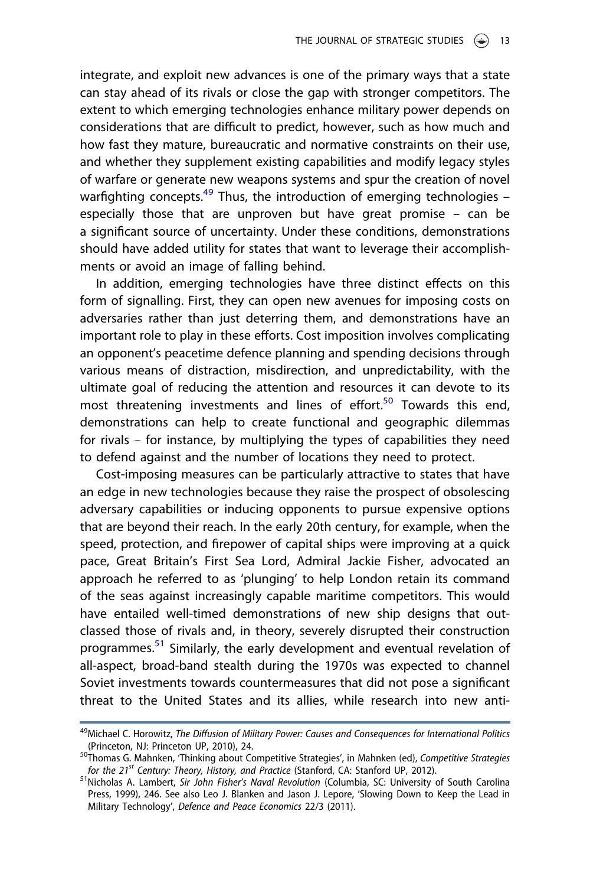integrate, and exploit new advances is one of the primary ways that a state can stay ahead of its rivals or close the gap with stronger competitors. The extent to which emerging technologies enhance military power depends on considerations that are difficult to predict, however, such as how much and how fast they mature, bureaucratic and normative constraints on their use, and whether they supplement existing capabilities and modify legacy styles of warfare or generate new weapons systems and spur the creation of novel warfighting concepts.[49] Thus, the introduction of emerging technologies – especially those that are unproven but have great promise – can be a significant source of uncertainty. Under these conditions, demonstrations should have added utility for states that want to leverage their accomplishments or avoid an image of falling behind.

In addition, emerging technologies have three distinct effects on this form of signalling. First, they can open new avenues for imposing costs on adversaries rather than just deterring them, and demonstrations have an important role to play in these efforts. Cost imposition involves complicating an opponent's peacetime defence planning and spending decisions through various means of distraction, misdirection, and unpredictability, with the ultimate goal of reducing the attention and resources it can devote to its most threatening investments and lines of effort.[50] Towards this end, demonstrations can help to create functional and geographic dilemmas for rivals – for instance, by multiplying the types of capabilities they need to defend against and the number of locations they need to protect.

Cost-imposing measures can be particularly attractive to states that have an edge in new technologies because they raise the prospect of obsolescing adversary capabilities or inducing opponents to pursue expensive options that are beyond their reach. In the early 20th century, for example, when the speed, protection, and firepower of capital ships were improving at a quick pace, Great Britain's First Sea Lord, Admiral Jackie Fisher, advocated an approach he referred to as 'plunging' to help London retain its command of the seas against increasingly capable maritime competitors. This would have entailed well-timed demonstrations of new ship designs that outclassed those of rivals and, in theory, severely disrupted their construction programmes.[51] Similarly, the early development and eventual revelation of all-aspect, broad-band stealth during the 1970s was expected to channel Soviet investments towards countermeasures that did not pose a significant threat to the United States and its allies, while research into new anti-

---

[49] Michael C. Horowitz, *The Diffusion of Military Power: Causes and Consequences for International Politics* (Princeton, NJ: Princeton UP, 2010), 24.

[50] Thomas G. Mahnken, 'Thinking about Competitive Strategies', in Mahnken (ed), *Competitive Strategies for the 21st Century: Theory, History, and Practice* (Stanford, CA: Stanford UP, 2012).

[51] Nicholas A. Lambert, *Sir John Fisher's Naval Revolution* (Columbia, SC: University of South Carolina Press, 1999), 246. See also Leo J. Blanken and Jason J. Lepore, 'Slowing Down to Keep the Lead in Military Technology', *Defence and Peace Economics* 22/3 (2011).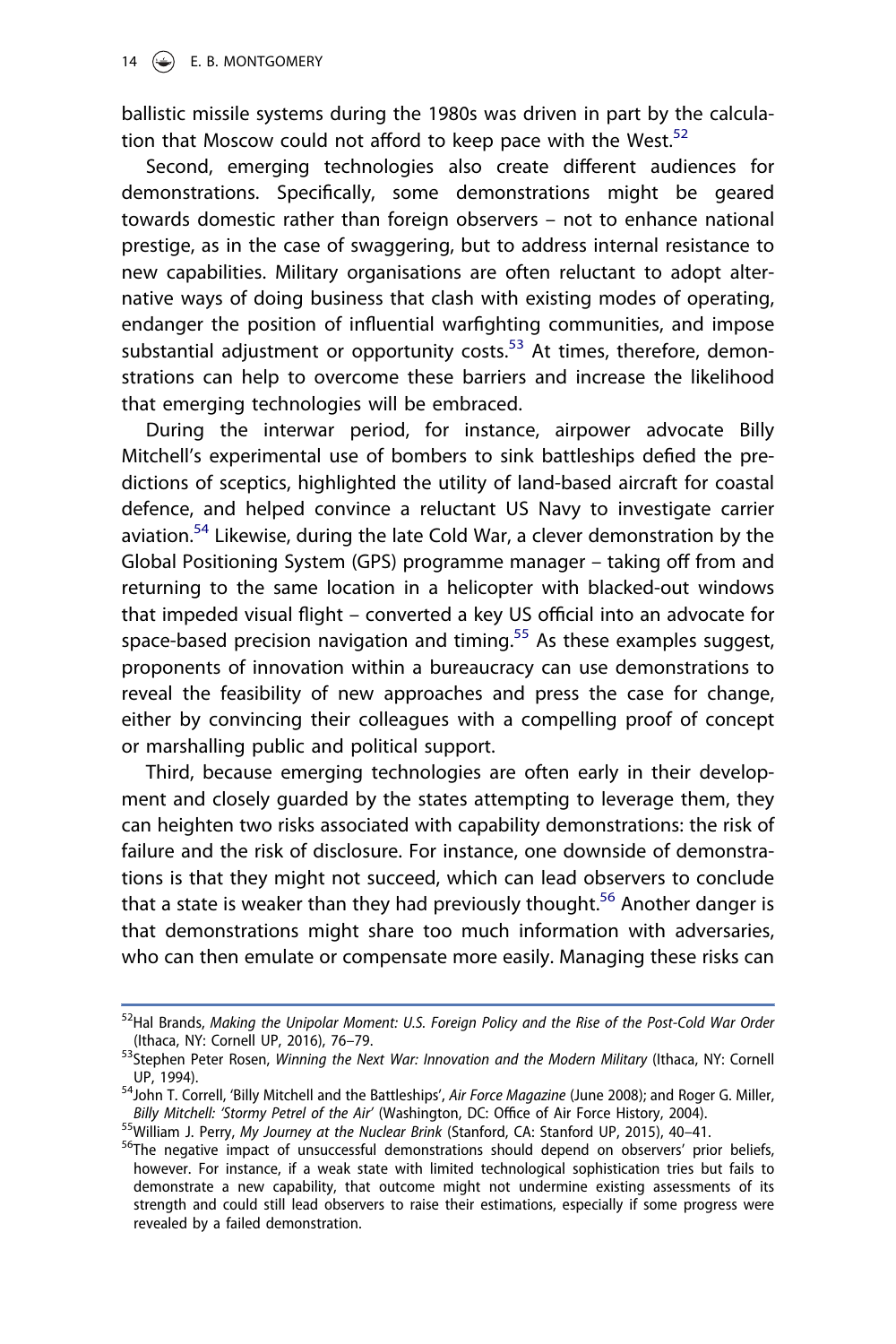ballistic missile systems during the 1980s was driven in part by the calculation that Moscow could not afford to keep pace with the West.[52]

Second, emerging technologies also create different audiences for demonstrations. Specifically, some demonstrations might be geared towards domestic rather than foreign observers – not to enhance national prestige, as in the case of swaggering, but to address internal resistance to new capabilities. Military organisations are often reluctant to adopt alternative ways of doing business that clash with existing modes of operating, endanger the position of influential warfighting communities, and impose substantial adjustment or opportunity costs.[53] At times, therefore, demonstrations can help to overcome these barriers and increase the likelihood that emerging technologies will be embraced.

During the interwar period, for instance, airpower advocate Billy Mitchell's experimental use of bombers to sink battleships defied the predictions of sceptics, highlighted the utility of land-based aircraft for coastal defence, and helped convince a reluctant US Navy to investigate carrier aviation.[54] Likewise, during the late Cold War, a clever demonstration by the Global Positioning System (GPS) programme manager – taking off from and returning to the same location in a helicopter with blacked-out windows that impeded visual flight – converted a key US official into an advocate for space-based precision navigation and timing.[55] As these examples suggest, proponents of innovation within a bureaucracy can use demonstrations to reveal the feasibility of new approaches and press the case for change, either by convincing their colleagues with a compelling proof of concept or marshalling public and political support.

Third, because emerging technologies are often early in their development and closely guarded by the states attempting to leverage them, they can heighten two risks associated with capability demonstrations: the risk of failure and the risk of disclosure. For instance, one downside of demonstrations is that they might not succeed, which can lead observers to conclude that a state is weaker than they had previously thought.[56] Another danger is that demonstrations might share too much information with adversaries, who can then emulate or compensate more easily. Managing these risks can

---

[52]Hal Brands, *Making the Unipolar Moment: U.S. Foreign Policy and the Rise of the Post-Cold War Order* (Ithaca, NY: Cornell UP, 2016), 76–79.

[53]Stephen Peter Rosen, *Winning the Next War: Innovation and the Modern Military* (Ithaca, NY: Cornell UP, 1994).

[54]John T. Correll, 'Billy Mitchell and the Battleships', *Air Force Magazine* (June 2008); and Roger G. Miller, *Billy Mitchell: 'Stormy Petrel of the Air'* (Washington, DC: Office of Air Force History, 2004).

[55]William J. Perry, *My Journey at the Nuclear Brink* (Stanford, CA: Stanford UP, 2015), 40–41.

[56]The negative impact of unsuccessful demonstrations should depend on observers' prior beliefs, however. For instance, if a weak state with limited technological sophistication tries but fails to demonstrate a new capability, that outcome might not undermine existing assessments of its strength and could still lead observers to raise their estimations, especially if some progress were revealed by a failed demonstration.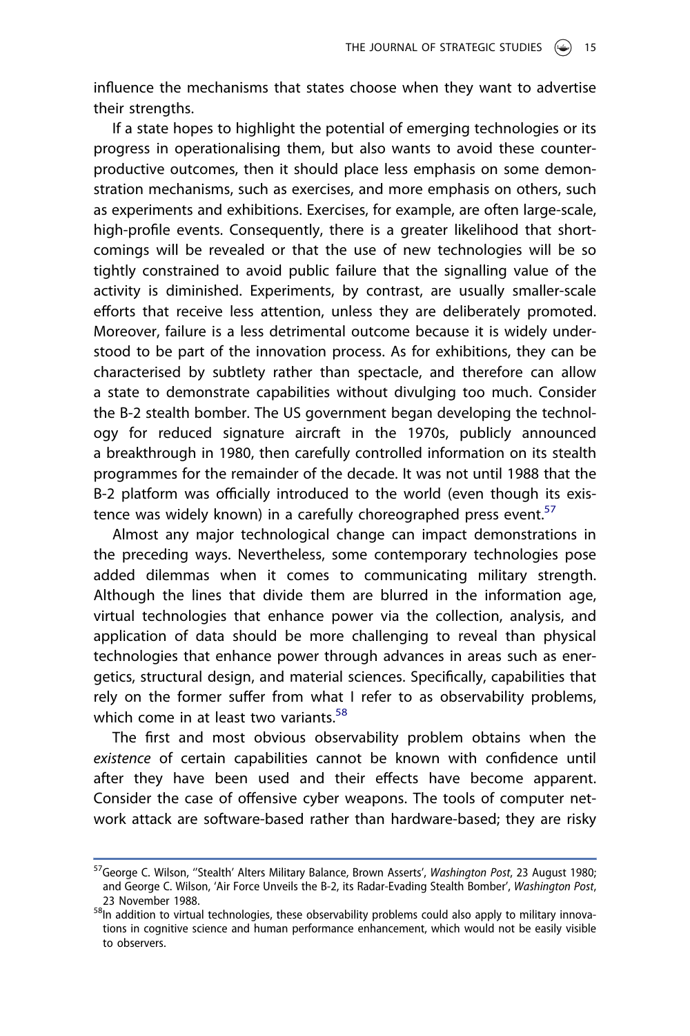influence the mechanisms that states choose when they want to advertise their strengths.

If a state hopes to highlight the potential of emerging technologies or its progress in operationalising them, but also wants to avoid these counter-productive outcomes, then it should place less emphasis on some demonstration mechanisms, such as exercises, and more emphasis on others, such as experiments and exhibitions. Exercises, for example, are often large-scale, high-profile events. Consequently, there is a greater likelihood that shortcomings will be revealed or that the use of new technologies will be so tightly constrained to avoid public failure that the signalling value of the activity is diminished. Experiments, by contrast, are usually smaller-scale efforts that receive less attention, unless they are deliberately promoted. Moreover, failure is a less detrimental outcome because it is widely understood to be part of the innovation process. As for exhibitions, they can be characterised by subtlety rather than spectacle, and therefore can allow a state to demonstrate capabilities without divulging too much. Consider the B-2 stealth bomber. The US government began developing the technology for reduced signature aircraft in the 1970s, publicly announced a breakthrough in 1980, then carefully controlled information on its stealth programmes for the remainder of the decade. It was not until 1988 that the B-2 platform was officially introduced to the world (even though its existence was widely known) in a carefully choreographed press event.[57]

Almost any major technological change can impact demonstrations in the preceding ways. Nevertheless, some contemporary technologies pose added dilemmas when it comes to communicating military strength. Although the lines that divide them are blurred in the information age, virtual technologies that enhance power via the collection, analysis, and application of data should be more challenging to reveal than physical technologies that enhance power through advances in areas such as energetics, structural design, and material sciences. Specifically, capabilities that rely on the former suffer from what I refer to as observability problems, which come in at least two variants.[58]

The first and most obvious observability problem obtains when the *existence* of certain capabilities cannot be known with confidence until after they have been used and their effects have become apparent. Consider the case of offensive cyber weapons. The tools of computer network attack are software-based rather than hardware-based; they are risky

---

[57] George C. Wilson, ''Stealth' Alters Military Balance, Brown Asserts', *Washington Post*, 23 August 1980; and George C. Wilson, 'Air Force Unveils the B-2, its Radar-Evading Stealth Bomber', *Washington Post*, 23 November 1988.

[58] In addition to virtual technologies, these observability problems could also apply to military innovations in cognitive science and human performance enhancement, which would not be easily visible to observers.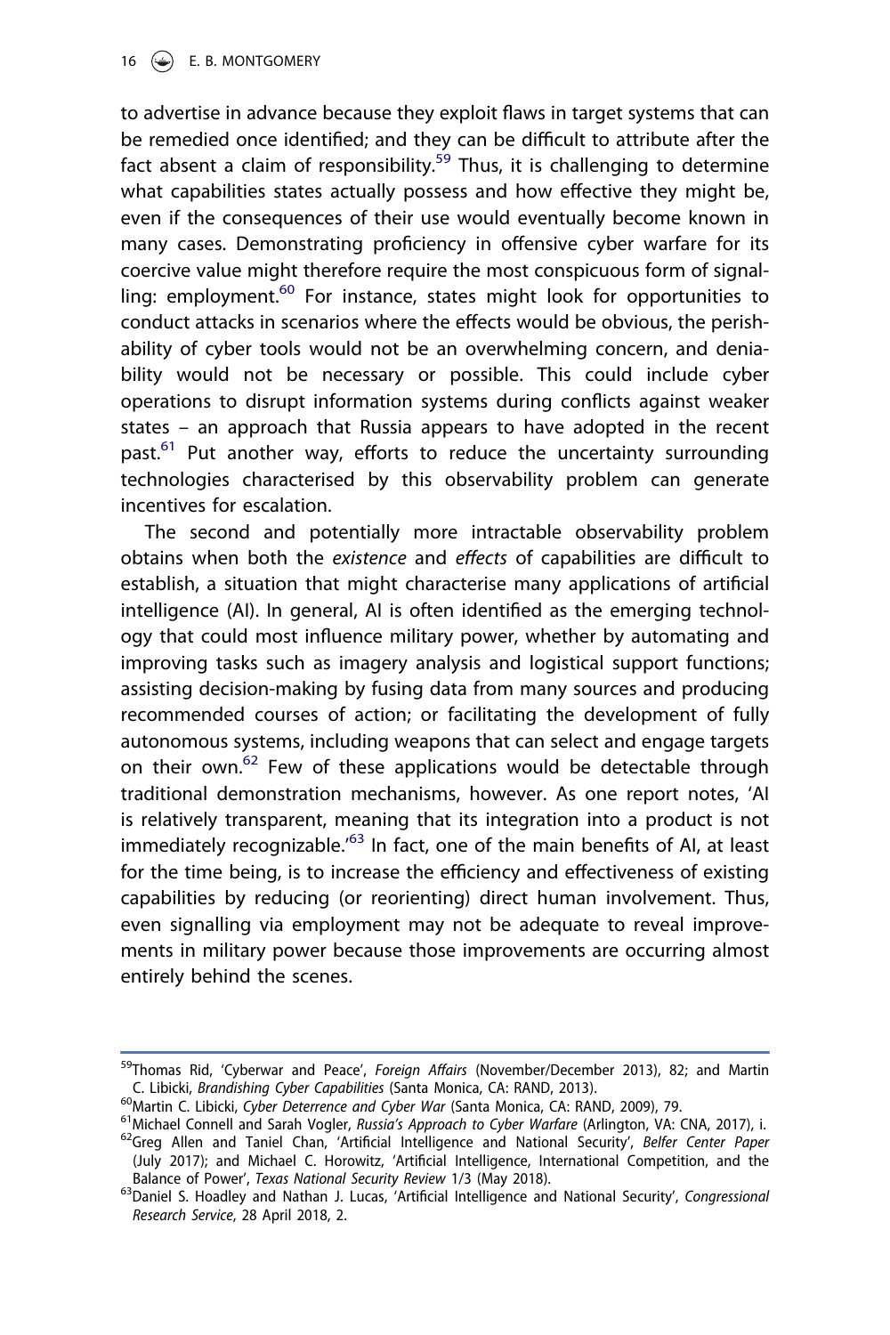to advertise in advance because they exploit flaws in target systems that can be remedied once identified; and they can be difficult to attribute after the fact absent a claim of responsibility.[59] Thus, it is challenging to determine what capabilities states actually possess and how effective they might be, even if the consequences of their use would eventually become known in many cases. Demonstrating proficiency in offensive cyber warfare for its coercive value might therefore require the most conspicuous form of signalling: employment.[60] For instance, states might look for opportunities to conduct attacks in scenarios where the effects would be obvious, the perishability of cyber tools would not be an overwhelming concern, and deniability would not be necessary or possible. This could include cyber operations to disrupt information systems during conflicts against weaker states – an approach that Russia appears to have adopted in the recent past.[61] Put another way, efforts to reduce the uncertainty surrounding technologies characterised by this observability problem can generate incentives for escalation.

The second and potentially more intractable observability problem obtains when both the *existence* and *effects* of capabilities are difficult to establish, a situation that might characterise many applications of artificial intelligence (AI). In general, AI is often identified as the emerging technology that could most influence military power, whether by automating and improving tasks such as imagery analysis and logistical support functions; assisting decision-making by fusing data from many sources and producing recommended courses of action; or facilitating the development of fully autonomous systems, including weapons that can select and engage targets on their own.[62] Few of these applications would be detectable through traditional demonstration mechanisms, however. As one report notes, 'AI is relatively transparent, meaning that its integration into a product is not immediately recognizable.'[63] In fact, one of the main benefits of AI, at least for the time being, is to increase the efficiency and effectiveness of existing capabilities by reducing (or reorienting) direct human involvement. Thus, even signalling via employment may not be adequate to reveal improvements in military power because those improvements are occurring almost entirely behind the scenes.

---

[59] Thomas Rid, 'Cyberwar and Peace', *Foreign Affairs* (November/December 2013), 82; and Martin C. Libicki, *Brandishing Cyber Capabilities* (Santa Monica, CA: RAND, 2013).

[60] Martin C. Libicki, *Cyber Deterrence and Cyber War* (Santa Monica, CA: RAND, 2009), 79.

[61] Michael Connell and Sarah Vogler, *Russia's Approach to Cyber Warfare* (Arlington, VA: CNA, 2017), i.

[62] Greg Allen and Taniel Chan, 'Artificial Intelligence and National Security', *Belfer Center Paper* (July 2017); and Michael C. Horowitz, 'Artificial Intelligence, International Competition, and the Balance of Power', *Texas National Security Review* 1/3 (May 2018).

[63] Daniel S. Hoadley and Nathan J. Lucas, 'Artificial Intelligence and National Security', *Congressional Research Service*, 28 April 2018, 2.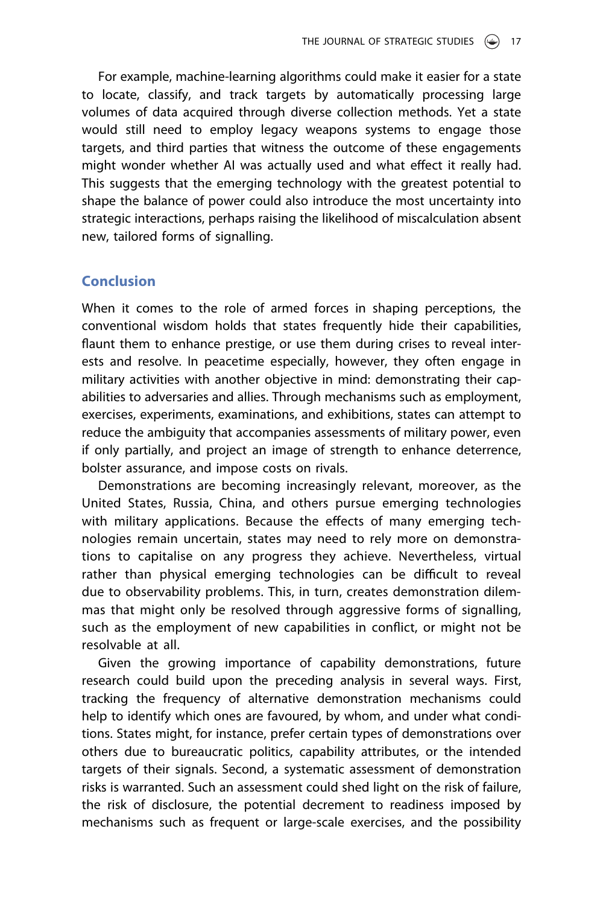For example, machine-learning algorithms could make it easier for a state to locate, classify, and track targets by automatically processing large volumes of data acquired through diverse collection methods. Yet a state would still need to employ legacy weapons systems to engage those targets, and third parties that witness the outcome of these engagements might wonder whether AI was actually used and what effect it really had. This suggests that the emerging technology with the greatest potential to shape the balance of power could also introduce the most uncertainty into strategic interactions, perhaps raising the likelihood of miscalculation absent new, tailored forms of signalling.

## Conclusion

When it comes to the role of armed forces in shaping perceptions, the conventional wisdom holds that states frequently hide their capabilities, flaunt them to enhance prestige, or use them during crises to reveal interests and resolve. In peacetime especially, however, they often engage in military activities with another objective in mind: demonstrating their capabilities to adversaries and allies. Through mechanisms such as employment, exercises, experiments, examinations, and exhibitions, states can attempt to reduce the ambiguity that accompanies assessments of military power, even if only partially, and project an image of strength to enhance deterrence, bolster assurance, and impose costs on rivals.

Demonstrations are becoming increasingly relevant, moreover, as the United States, Russia, China, and others pursue emerging technologies with military applications. Because the effects of many emerging technologies remain uncertain, states may need to rely more on demonstrations to capitalise on any progress they achieve. Nevertheless, virtual rather than physical emerging technologies can be difficult to reveal due to observability problems. This, in turn, creates demonstration dilemmas that might only be resolved through aggressive forms of signalling, such as the employment of new capabilities in conflict, or might not be resolvable at all.

Given the growing importance of capability demonstrations, future research could build upon the preceding analysis in several ways. First, tracking the frequency of alternative demonstration mechanisms could help to identify which ones are favoured, by whom, and under what conditions. States might, for instance, prefer certain types of demonstrations over others due to bureaucratic politics, capability attributes, or the intended targets of their signals. Second, a systematic assessment of demonstration risks is warranted. Such an assessment could shed light on the risk of failure, the risk of disclosure, the potential decrement to readiness imposed by mechanisms such as frequent or large-scale exercises, and the possibility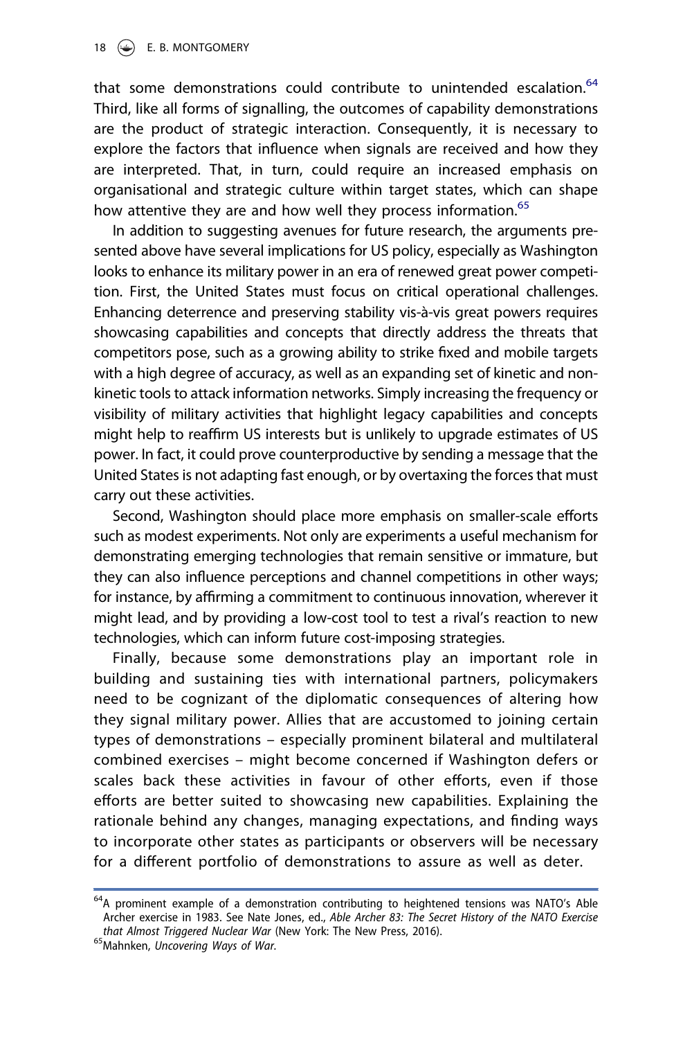that some demonstrations could contribute to unintended escalation.[64] Third, like all forms of signalling, the outcomes of capability demonstrations are the product of strategic interaction. Consequently, it is necessary to explore the factors that influence when signals are received and how they are interpreted. That, in turn, could require an increased emphasis on organisational and strategic culture within target states, which can shape how attentive they are and how well they process information.[65]

In addition to suggesting avenues for future research, the arguments presented above have several implications for US policy, especially as Washington looks to enhance its military power in an era of renewed great power competition. First, the United States must focus on critical operational challenges. Enhancing deterrence and preserving stability vis-à-vis great powers requires showcasing capabilities and concepts that directly address the threats that competitors pose, such as a growing ability to strike fixed and mobile targets with a high degree of accuracy, as well as an expanding set of kinetic and non-kinetic tools to attack information networks. Simply increasing the frequency or visibility of military activities that highlight legacy capabilities and concepts might help to reaffirm US interests but is unlikely to upgrade estimates of US power. In fact, it could prove counterproductive by sending a message that the United States is not adapting fast enough, or by overtaxing the forces that must carry out these activities.

Second, Washington should place more emphasis on smaller-scale efforts such as modest experiments. Not only are experiments a useful mechanism for demonstrating emerging technologies that remain sensitive or immature, but they can also influence perceptions and channel competitions in other ways; for instance, by affirming a commitment to continuous innovation, wherever it might lead, and by providing a low-cost tool to test a rival's reaction to new technologies, which can inform future cost-imposing strategies.

Finally, because some demonstrations play an important role in building and sustaining ties with international partners, policymakers need to be cognizant of the diplomatic consequences of altering how they signal military power. Allies that are accustomed to joining certain types of demonstrations – especially prominent bilateral and multilateral combined exercises – might become concerned if Washington defers or scales back these activities in favour of other efforts, even if those efforts are better suited to showcasing new capabilities. Explaining the rationale behind any changes, managing expectations, and finding ways to incorporate other states as participants or observers will be necessary for a different portfolio of demonstrations to assure as well as deter.

---

[64]A prominent example of a demonstration contributing to heightened tensions was NATO's Able Archer exercise in 1983. See Nate Jones, ed., *Able Archer 83: The Secret History of the NATO Exercise that Almost Triggered Nuclear War* (New York: The New Press, 2016).

[65]Mahnken, *Uncovering Ways of War*.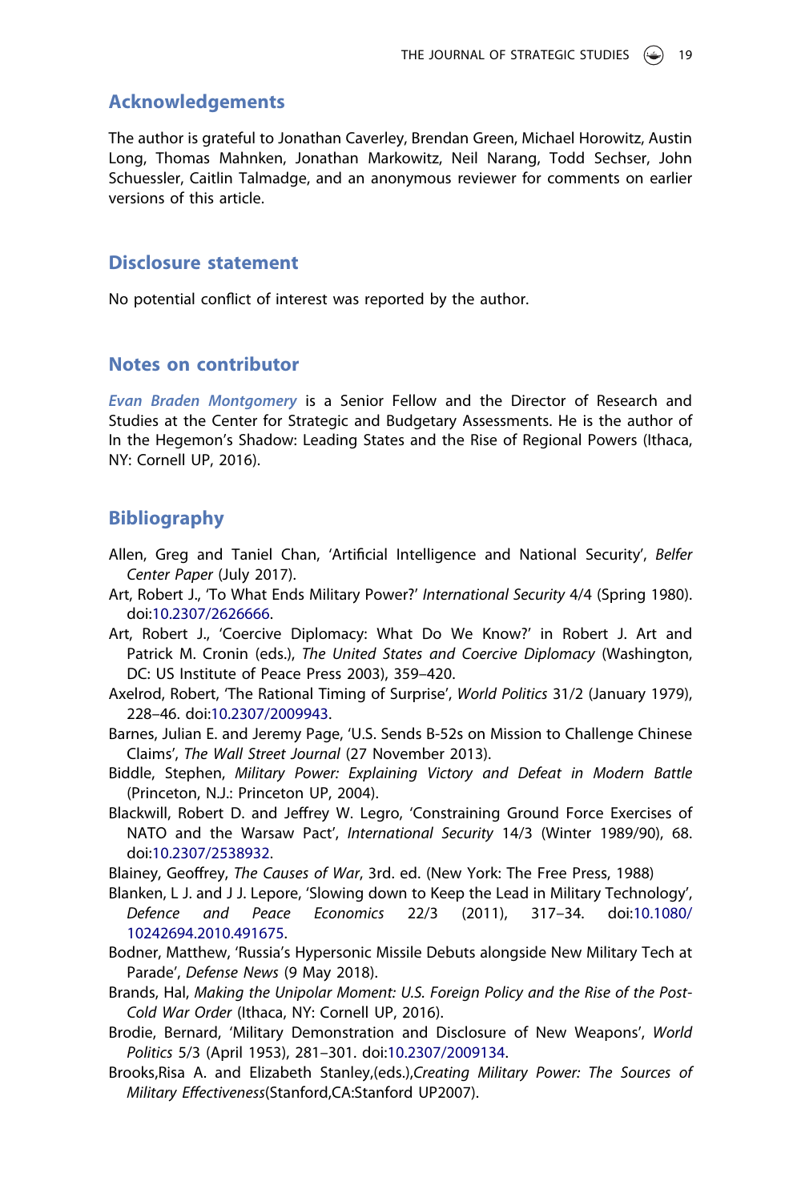## Acknowledgements

The author is grateful to Jonathan Caverley, Brendan Green, Michael Horowitz, Austin Long, Thomas Mahnken, Jonathan Markowitz, Neil Narang, Todd Sechser, John Schuessler, Caitlin Talmadge, and an anonymous reviewer for comments on earlier versions of this article.

## Disclosure statement

No potential conflict of interest was reported by the author.

## Notes on contributor

*Evan Braden Montgomery* is a Senior Fellow and the Director of Research and Studies at the Center for Strategic and Budgetary Assessments. He is the author of In the Hegemon's Shadow: Leading States and the Rise of Regional Powers (Ithaca, NY: Cornell UP, 2016).

## Bibliography

Allen, Greg and Taniel Chan, 'Artificial Intelligence and National Security', *Belfer Center Paper* (July 2017).

Art, Robert J., 'To What Ends Military Power?' *International Security* 4/4 (Spring 1980). doi:10.2307/2626666.

Art, Robert J., 'Coercive Diplomacy: What Do We Know?' in Robert J. Art and Patrick M. Cronin (eds.), *The United States and Coercive Diplomacy* (Washington, DC: US Institute of Peace Press 2003), 359–420.

Axelrod, Robert, 'The Rational Timing of Surprise', *World Politics* 31/2 (January 1979), 228–46. doi:10.2307/2009943.

Barnes, Julian E. and Jeremy Page, 'U.S. Sends B-52s on Mission to Challenge Chinese Claims', *The Wall Street Journal* (27 November 2013).

Biddle, Stephen, *Military Power: Explaining Victory and Defeat in Modern Battle* (Princeton, N.J.: Princeton UP, 2004).

Blackwill, Robert D. and Jeffrey W. Legro, 'Constraining Ground Force Exercises of NATO and the Warsaw Pact', *International Security* 14/3 (Winter 1989/90), 68. doi:10.2307/2538932.

Blainey, Geoffrey, *The Causes of War*, 3rd. ed. (New York: The Free Press, 1988)

Blanken, L J. and J J. Lepore, 'Slowing down to Keep the Lead in Military Technology', *Defence and Peace Economics* 22/3 (2011), 317–34. doi:10.1080/10242694.2010.491675.

Bodner, Matthew, 'Russia's Hypersonic Missile Debuts alongside New Military Tech at Parade', *Defense News* (9 May 2018).

Brands, Hal, *Making the Unipolar Moment: U.S. Foreign Policy and the Rise of the Post-Cold War Order* (Ithaca, NY: Cornell UP, 2016).

Brodie, Bernard, 'Military Demonstration and Disclosure of New Weapons', *World Politics* 5/3 (April 1953), 281–301. doi:10.2307/2009134.

Brooks,Risa A. and Elizabeth Stanley,(eds.),*Creating Military Power: The Sources of Military Effectiveness*(Stanford,CA:Stanford UP2007).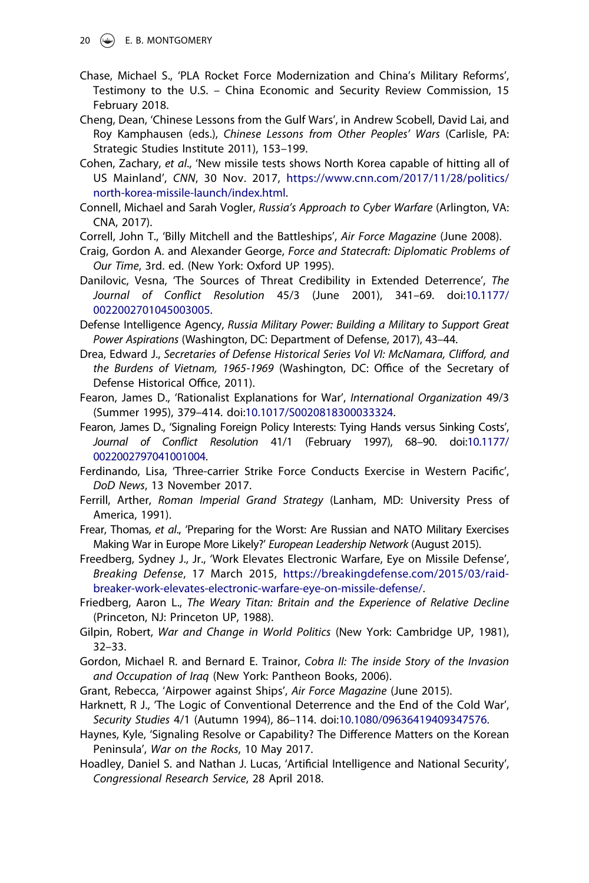Chase, Michael S., 'PLA Rocket Force Modernization and China's Military Reforms', Testimony to the U.S. – China Economic and Security Review Commission, 15 February 2018.

Cheng, Dean, 'Chinese Lessons from the Gulf Wars', in Andrew Scobell, David Lai, and Roy Kamphausen (eds.), *Chinese Lessons from Other Peoples' Wars* (Carlisle, PA: Strategic Studies Institute 2011), 153–199.

Cohen, Zachary, *et al*., 'New missile tests shows North Korea capable of hitting all of US Mainland', *CNN*, 30 Nov. 2017, https://www.cnn.com/2017/11/28/politics/north-korea-missile-launch/index.html.

Connell, Michael and Sarah Vogler, *Russia's Approach to Cyber Warfare* (Arlington, VA: CNA, 2017).

Correll, John T., 'Billy Mitchell and the Battleships', *Air Force Magazine* (June 2008).

Craig, Gordon A. and Alexander George, *Force and Statecraft: Diplomatic Problems of Our Time*, 3rd. ed. (New York: Oxford UP 1995).

Danilovic, Vesna, 'The Sources of Threat Credibility in Extended Deterrence', *The Journal of Conflict Resolution* 45/3 (June 2001), 341–69. doi:10.1177/0022002701045003005.

Defense Intelligence Agency, *Russia Military Power: Building a Military to Support Great Power Aspirations* (Washington, DC: Department of Defense, 2017), 43–44.

Drea, Edward J., *Secretaries of Defense Historical Series Vol VI: McNamara, Clifford, and the Burdens of Vietnam, 1965-1969* (Washington, DC: Office of the Secretary of Defense Historical Office, 2011).

Fearon, James D., 'Rationalist Explanations for War', *International Organization* 49/3 (Summer 1995), 379–414. doi:10.1017/S0020818300033324.

Fearon, James D., 'Signaling Foreign Policy Interests: Tying Hands versus Sinking Costs', *Journal of Conflict Resolution* 41/1 (February 1997), 68–90. doi:10.1177/0022002797041001004.

Ferdinando, Lisa, 'Three-carrier Strike Force Conducts Exercise in Western Pacific', *DoD News*, 13 November 2017.

Ferrill, Arther, *Roman Imperial Grand Strategy* (Lanham, MD: University Press of America, 1991).

Frear, Thomas, *et al*., 'Preparing for the Worst: Are Russian and NATO Military Exercises Making War in Europe More Likely?' *European Leadership Network* (August 2015).

Freedberg, Sydney J., Jr., 'Work Elevates Electronic Warfare, Eye on Missile Defense', *Breaking Defense*, 17 March 2015, https://breakingdefense.com/2015/03/raid-breaker-work-elevates-electronic-warfare-eye-on-missile-defense/.

Friedberg, Aaron L., *The Weary Titan: Britain and the Experience of Relative Decline* (Princeton, NJ: Princeton UP, 1988).

Gilpin, Robert, *War and Change in World Politics* (New York: Cambridge UP, 1981), 32–33.

Gordon, Michael R. and Bernard E. Trainor, *Cobra II: The inside Story of the Invasion and Occupation of Iraq* (New York: Pantheon Books, 2006).

Grant, Rebecca, 'Airpower against Ships', *Air Force Magazine* (June 2015).

Harknett, R J., 'The Logic of Conventional Deterrence and the End of the Cold War', *Security Studies* 4/1 (Autumn 1994), 86–114. doi:10.1080/09636419409347576.

Haynes, Kyle, 'Signaling Resolve or Capability? The Difference Matters on the Korean Peninsula', *War on the Rocks*, 10 May 2017.

Hoadley, Daniel S. and Nathan J. Lucas, 'Artificial Intelligence and National Security', *Congressional Research Service*, 28 April 2018.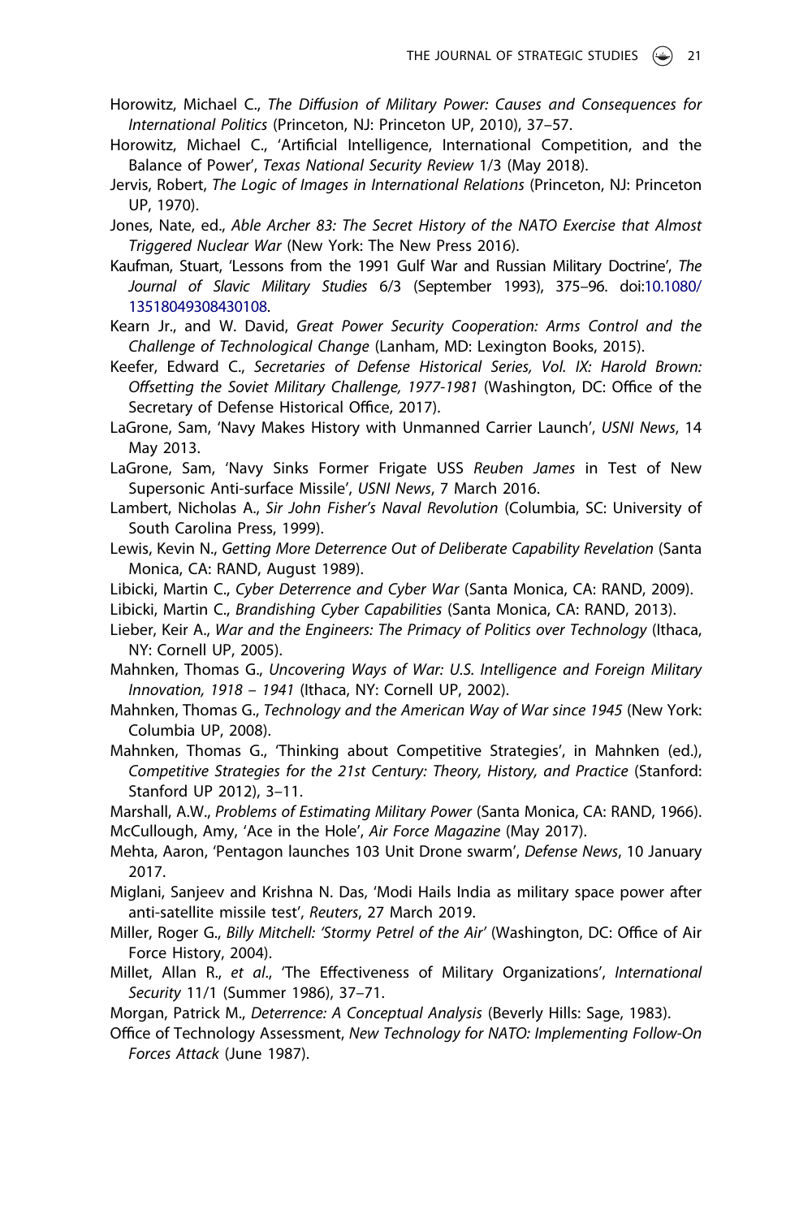Horowitz, Michael C., *The Diffusion of Military Power: Causes and Consequences for International Politics* (Princeton, NJ: Princeton UP, 2010), 37–57.

Horowitz, Michael C., 'Artificial Intelligence, International Competition, and the Balance of Power', *Texas National Security Review* 1/3 (May 2018).

Jervis, Robert, *The Logic of Images in International Relations* (Princeton, NJ: Princeton UP, 1970).

Jones, Nate, ed., *Able Archer 83: The Secret History of the NATO Exercise that Almost Triggered Nuclear War* (New York: The New Press 2016).

Kaufman, Stuart, 'Lessons from the 1991 Gulf War and Russian Military Doctrine', *The Journal of Slavic Military Studies* 6/3 (September 1993), 375–96. doi:10.1080/13518049308430108.

Kearn Jr., and W. David, *Great Power Security Cooperation: Arms Control and the Challenge of Technological Change* (Lanham, MD: Lexington Books, 2015).

Keefer, Edward C., *Secretaries of Defense Historical Series, Vol. IX: Harold Brown: Offsetting the Soviet Military Challenge, 1977-1981* (Washington, DC: Office of the Secretary of Defense Historical Office, 2017).

LaGrone, Sam, 'Navy Makes History with Unmanned Carrier Launch', *USNI News*, 14 May 2013.

LaGrone, Sam, 'Navy Sinks Former Frigate USS *Reuben James* in Test of New Supersonic Anti-surface Missile', *USNI News*, 7 March 2016.

Lambert, Nicholas A., *Sir John Fisher's Naval Revolution* (Columbia, SC: University of South Carolina Press, 1999).

Lewis, Kevin N., *Getting More Deterrence Out of Deliberate Capability Revelation* (Santa Monica, CA: RAND, August 1989).

Libicki, Martin C., *Cyber Deterrence and Cyber War* (Santa Monica, CA: RAND, 2009).

Libicki, Martin C., *Brandishing Cyber Capabilities* (Santa Monica, CA: RAND, 2013).

Lieber, Keir A., *War and the Engineers: The Primacy of Politics over Technology* (Ithaca, NY: Cornell UP, 2005).

Mahnken, Thomas G., *Uncovering Ways of War: U.S. Intelligence and Foreign Military Innovation, 1918 – 1941* (Ithaca, NY: Cornell UP, 2002).

Mahnken, Thomas G., *Technology and the American Way of War since 1945* (New York: Columbia UP, 2008).

Mahnken, Thomas G., 'Thinking about Competitive Strategies', in Mahnken (ed.), *Competitive Strategies for the 21st Century: Theory, History, and Practice* (Stanford: Stanford UP 2012), 3–11.

Marshall, A.W., *Problems of Estimating Military Power* (Santa Monica, CA: RAND, 1966).

McCullough, Amy, 'Ace in the Hole', *Air Force Magazine* (May 2017).

Mehta, Aaron, 'Pentagon launches 103 Unit Drone swarm', *Defense News*, 10 January 2017.

Miglani, Sanjeev and Krishna N. Das, 'Modi Hails India as military space power after anti-satellite missile test', *Reuters*, 27 March 2019.

Miller, Roger G., *Billy Mitchell: 'Stormy Petrel of the Air'* (Washington, DC: Office of Air Force History, 2004).

Millet, Allan R., *et al*., 'The Effectiveness of Military Organizations', *International Security* 11/1 (Summer 1986), 37–71.

Morgan, Patrick M., *Deterrence: A Conceptual Analysis* (Beverly Hills: Sage, 1983).

Office of Technology Assessment, *New Technology for NATO: Implementing Follow-On Forces Attack* (June 1987).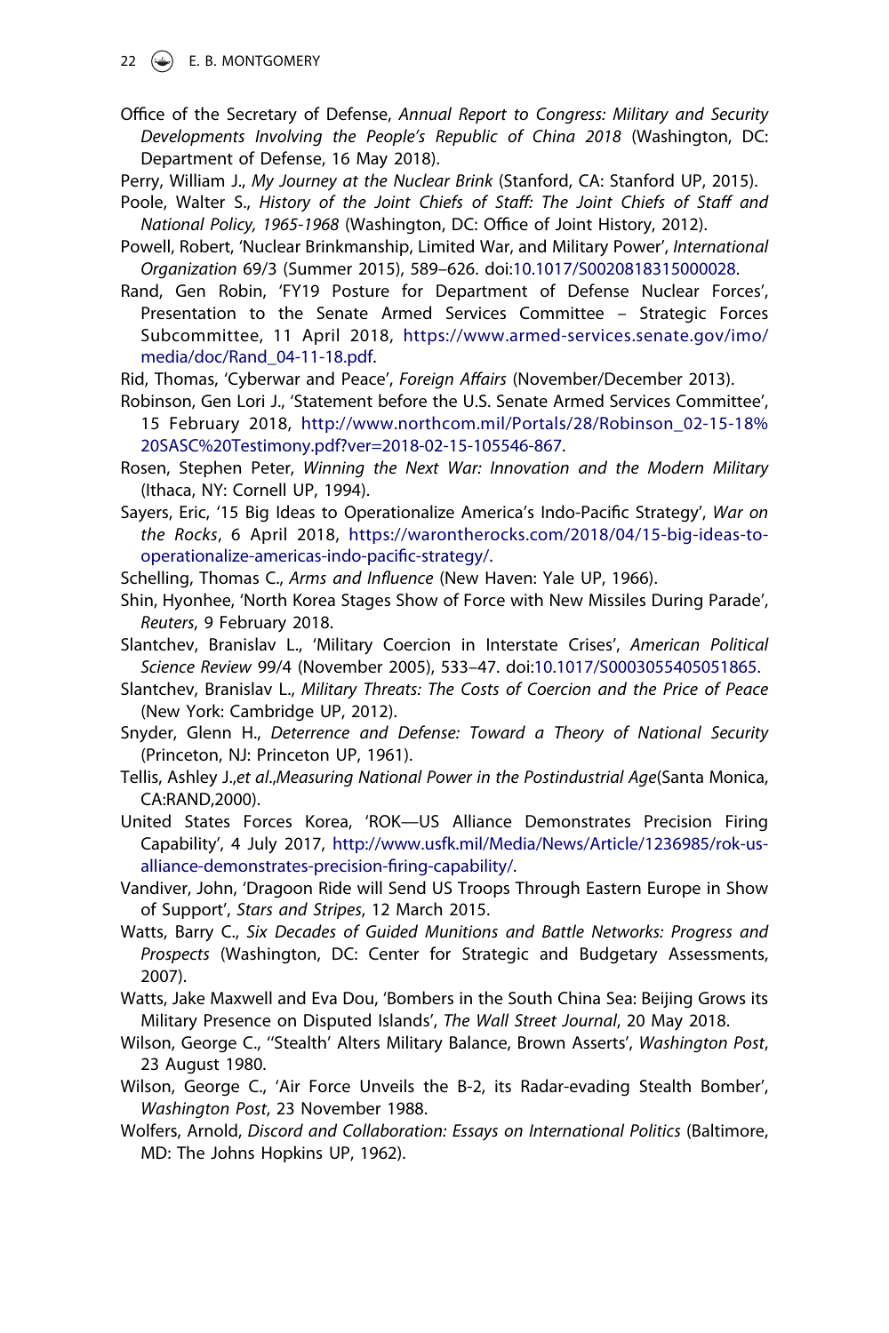Office of the Secretary of Defense, *Annual Report to Congress: Military and Security Developments Involving the People's Republic of China 2018* (Washington, DC: Department of Defense, 16 May 2018).

Perry, William J., *My Journey at the Nuclear Brink* (Stanford, CA: Stanford UP, 2015).

Poole, Walter S., *History of the Joint Chiefs of Staff: The Joint Chiefs of Staff and National Policy, 1965-1968* (Washington, DC: Office of Joint History, 2012).

Powell, Robert, 'Nuclear Brinkmanship, Limited War, and Military Power', *International Organization* 69/3 (Summer 2015), 589–626. doi:10.1017/S0020818315000028.

Rand, Gen Robin, 'FY19 Posture for Department of Defense Nuclear Forces', Presentation to the Senate Armed Services Committee – Strategic Forces Subcommittee, 11 April 2018, https://www.armed-services.senate.gov/imo/media/doc/Rand_04-11-18.pdf.

Rid, Thomas, 'Cyberwar and Peace', *Foreign Affairs* (November/December 2013).

Robinson, Gen Lori J., 'Statement before the U.S. Senate Armed Services Committee', 15 February 2018, http://www.northcom.mil/Portals/28/Robinson_02-15-18%20SASC%20Testimony.pdf?ver=2018-02-15-105546-867.

Rosen, Stephen Peter, *Winning the Next War: Innovation and the Modern Military* (Ithaca, NY: Cornell UP, 1994).

Sayers, Eric, '15 Big Ideas to Operationalize America's Indo-Pacific Strategy', *War on the Rocks*, 6 April 2018, https://warontherocks.com/2018/04/15-big-ideas-to-operationalize-americas-indo-pacific-strategy/.

Schelling, Thomas C., *Arms and Influence* (New Haven: Yale UP, 1966).

Shin, Hyonhee, 'North Korea Stages Show of Force with New Missiles During Parade', *Reuters*, 9 February 2018.

Slantchev, Branislav L., 'Military Coercion in Interstate Crises', *American Political Science Review* 99/4 (November 2005), 533–47. doi:10.1017/S0003055405051865.

Slantchev, Branislav L., *Military Threats: The Costs of Coercion and the Price of Peace* (New York: Cambridge UP, 2012).

Snyder, Glenn H., *Deterrence and Defense: Toward a Theory of National Security* (Princeton, NJ: Princeton UP, 1961).

Tellis, Ashley J.,*et al.*,*Measuring National Power in the Postindustrial Age*(Santa Monica, CA:RAND,2000).

United States Forces Korea, 'ROK—US Alliance Demonstrates Precision Firing Capability', 4 July 2017, http://www.usfk.mil/Media/News/Article/1236985/rok-us-alliance-demonstrates-precision-firing-capability/.

Vandiver, John, 'Dragoon Ride will Send US Troops Through Eastern Europe in Show of Support', *Stars and Stripes*, 12 March 2015.

Watts, Barry C., *Six Decades of Guided Munitions and Battle Networks: Progress and Prospects* (Washington, DC: Center for Strategic and Budgetary Assessments, 2007).

Watts, Jake Maxwell and Eva Dou, 'Bombers in the South China Sea: Beijing Grows its Military Presence on Disputed Islands', *The Wall Street Journal*, 20 May 2018.

Wilson, George C., ''Stealth' Alters Military Balance, Brown Asserts', *Washington Post*, 23 August 1980.

Wilson, George C., 'Air Force Unveils the B-2, its Radar-evading Stealth Bomber', *Washington Post*, 23 November 1988.

Wolfers, Arnold, *Discord and Collaboration: Essays on International Politics* (Baltimore, MD: The Johns Hopkins UP, 1962).